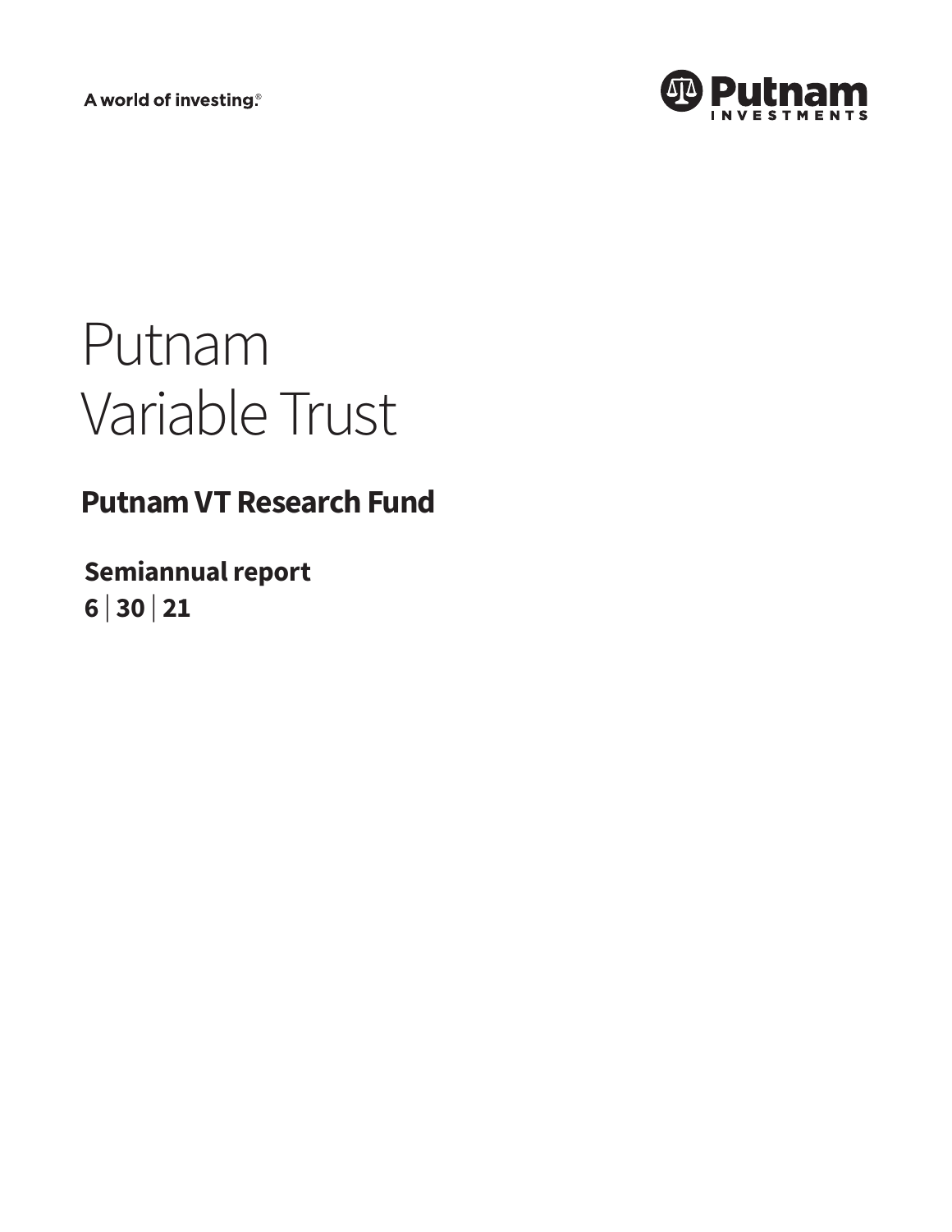A world of investing.®

Putnam INVESTMENTS

# Putnam Variable Trust

## Putnam VT Research Fund

**Semiannual report**
**6 | 30 | 21**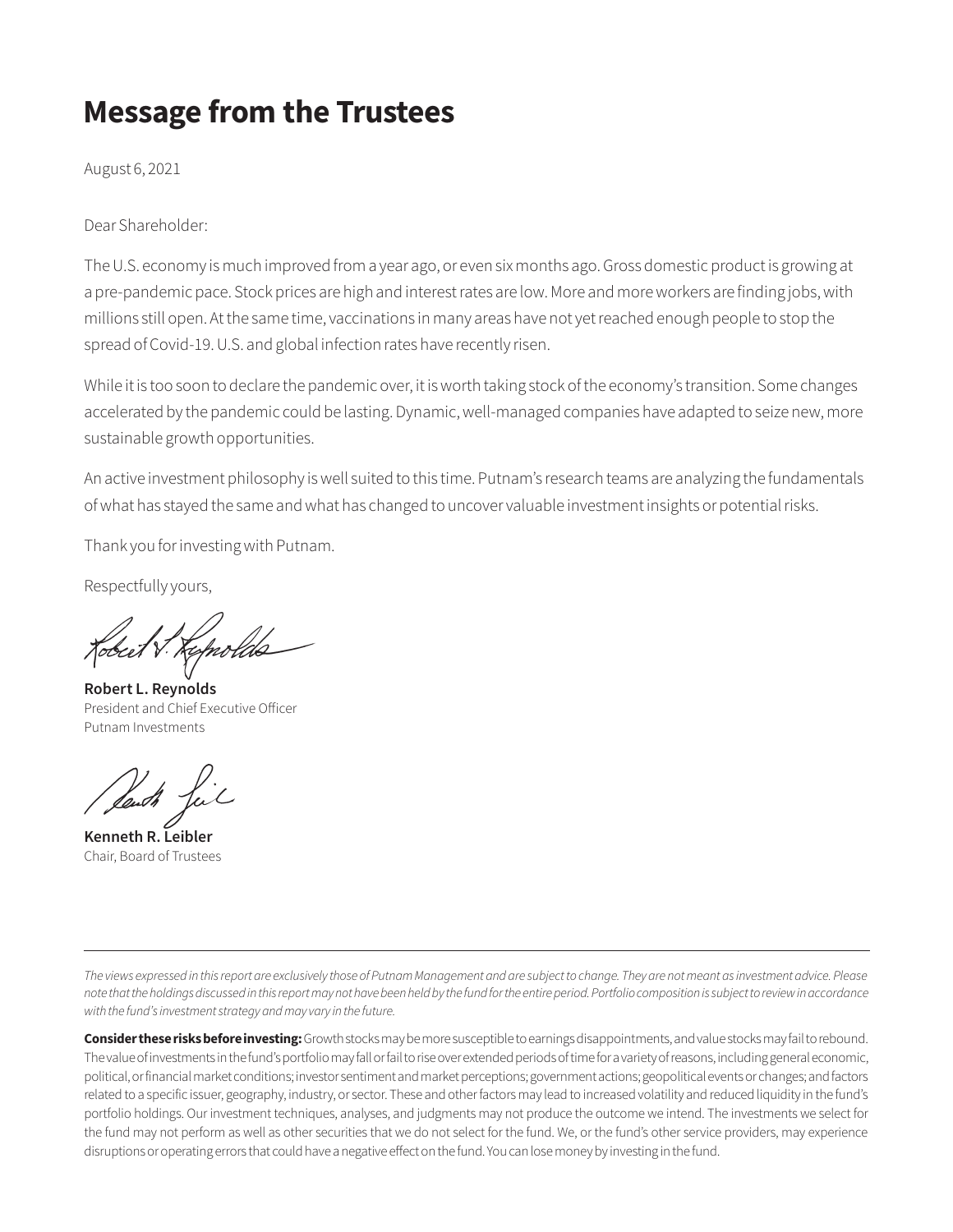# Message from the Trustees

August 6, 2021

Dear Shareholder:

The U.S. economy is much improved from a year ago, or even six months ago. Gross domestic product is growing at a pre-pandemic pace. Stock prices are high and interest rates are low. More and more workers are finding jobs, with millions still open. At the same time, vaccinations in many areas have not yet reached enough people to stop the spread of Covid-19. U.S. and global infection rates have recently risen.

While it is too soon to declare the pandemic over, it is worth taking stock of the economy's transition. Some changes accelerated by the pandemic could be lasting. Dynamic, well-managed companies have adapted to seize new, more sustainable growth opportunities.

An active investment philosophy is well suited to this time. Putnam's research teams are analyzing the fundamentals of what has stayed the same and what has changed to uncover valuable investment insights or potential risks.

Thank you for investing with Putnam.

Respectfully yours,

**Robert L. Reynolds**
President and Chief Executive Officer
Putnam Investments

**Kenneth R. Leibler**
Chair, Board of Trustees

---

*The views expressed in this report are exclusively those of Putnam Management and are subject to change. They are not meant as investment advice. Please note that the holdings discussed in this report may not have been held by the fund for the entire period. Portfolio composition is subject to review in accordance with the fund's investment strategy and may vary in the future.*

**Consider these risks before investing:** Growth stocks may be more susceptible to earnings disappointments, and value stocks may fail to rebound. The value of investments in the fund's portfolio may fall or fail to rise over extended periods of time for a variety of reasons, including general economic, political, or financial market conditions; investor sentiment and market perceptions; government actions; geopolitical events or changes; and factors related to a specific issuer, geography, industry, or sector. These and other factors may lead to increased volatility and reduced liquidity in the fund's portfolio holdings. Our investment techniques, analyses, and judgments may not produce the outcome we intend. The investments we select for the fund may not perform as well as other securities that we do not select for the fund. We, or the fund's other service providers, may experience disruptions or operating errors that could have a negative effect on the fund. You can lose money by investing in the fund.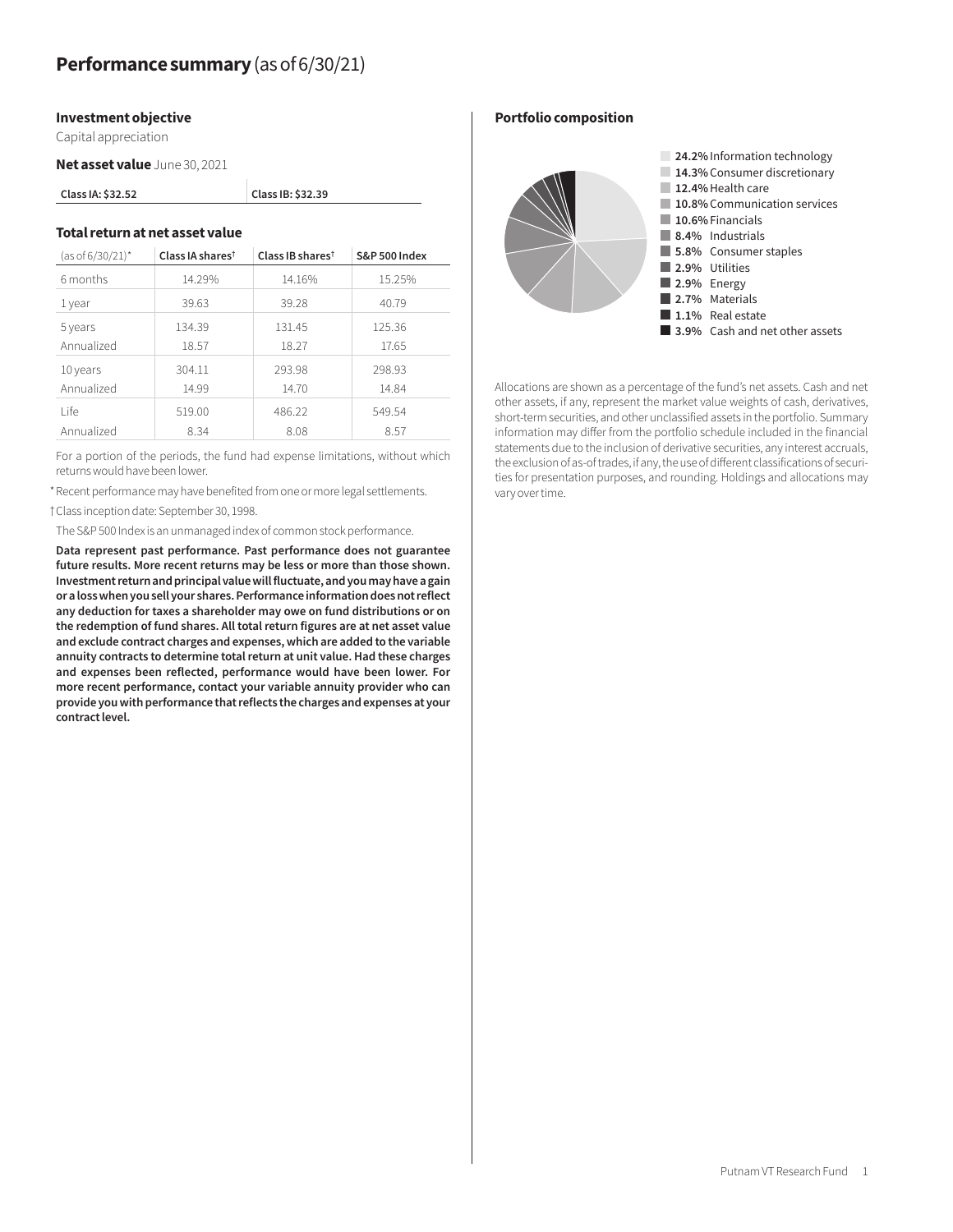# Performance summary (as of 6/30/21)

### Investment objective

Capital appreciation

**Net asset value** June 30, 2021

| Class IA: $32.52 | Class IB: $39.39 |
|---|---|

### Total return at net asset value

| (as of 6/30/21)* | Class IA shares† | Class IB shares† | S&P 500 Index |
|---|---|---|---|
| 6 months | 14.29% | 14.16% | 15.25% |
| 1 year | 39.63 | 39.28 | 40.79 |
| 5 years | 134.39 | 131.45 | 125.36 |
| Annualized | 18.57 | 18.27 | 17.65 |
| 10 years | 304.11 | 293.98 | 298.93 |
| Annualized | 14.99 | 14.70 | 14.84 |
| Life | 519.00 | 486.22 | 549.54 |
| Annualized | 8.34 | 8.08 | 8.57 |

For a portion of the periods, the fund had expense limitations, without which returns would have been lower.

\* Recent performance may have benefited from one or more legal settlements.

† Class inception date: September 30, 1998.

The S&P 500 Index is an unmanaged index of common stock performance.

**Data represent past performance. Past performance does not guarantee future results. More recent returns may be less or more than those shown. Investment return and principal value will fluctuate, and you may have a gain or a loss when you sell your shares. Performance information does not reflect any deduction for taxes a shareholder may owe on fund distributions or on the redemption of fund shares. All total return figures are at net asset value and exclude contract charges and expenses, which are added to the variable annuity contracts to determine total return at unit value. Had these charges and expenses been reflected, performance would have been lower. For more recent performance, contact your variable annuity provider who can provide you with performance that reflects the charges and expenses at your contract level.**

### Portfolio composition

**24.2%** Information technology
**14.3%** Consumer discretionary
**12.4%** Health care
**10.8%** Communication services
**10.6%** Financials
**8.4%** Industrials
**5.8%** Consumer staples
**2.9%** Utilities
**2.9%** Energy
**2.7%** Materials
**1.1%** Real estate
**3.9%** Cash and net other assets

Allocations are shown as a percentage of the fund's net assets. Cash and net other assets, if any, represent the market value weights of cash, derivatives, short-term securities, and other unclassified assets in the portfolio. Summary information may differ from the portfolio schedule included in the financial statements due to the inclusion of derivative securities, any interest accruals, the exclusion of as-of trades, if any, the use of different classifications of securities for presentation purposes, and rounding. Holdings and allocations may vary over time.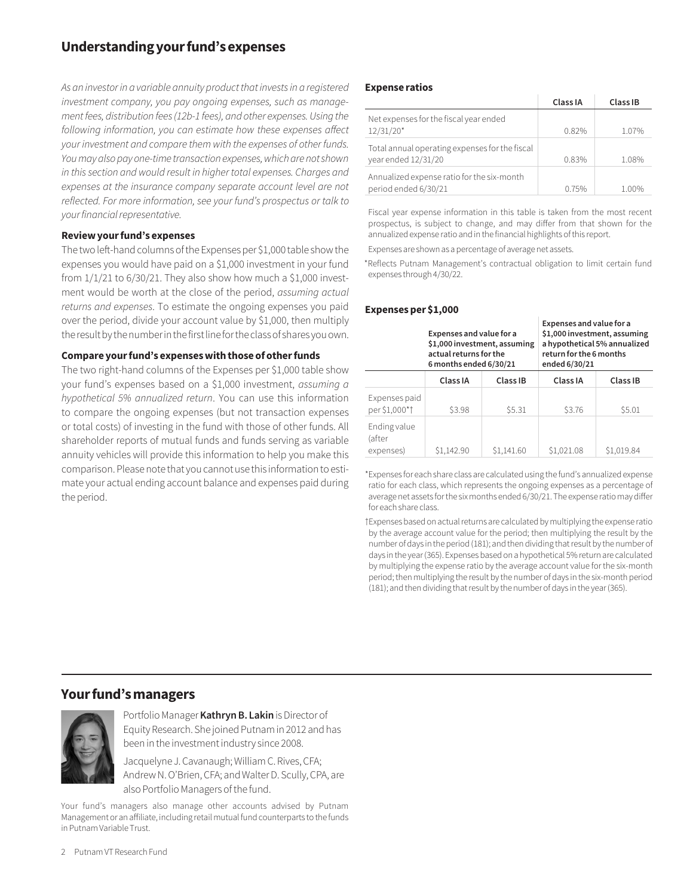## Understanding your fund's expenses

*As an investor in a variable annuity product that invests in a registered investment company, you pay ongoing expenses, such as management fees, distribution fees (12b-1 fees), and other expenses. Using the following information, you can estimate how these expenses affect your investment and compare them with the expenses of other funds. You may also pay one-time transaction expenses, which are not shown in this section and would result in higher total expenses. Charges and expenses at the insurance company separate account level are not reflected. For more information, see your fund's prospectus or talk to your financial representative.*

### Review your fund's expenses

The two left-hand columns of the Expenses per $1,000 table show the expenses you would have paid on a $1,000 investment in your fund from 1/1/21 to 6/30/21. They also show how much a $1,000 investment would be worth at the close of the period, *assuming actual returns and expenses*. To estimate the ongoing expenses you paid over the period, divide your account value by $1,000, then multiply the result by the number in the first line for the class of shares you own.

### Compare your fund's expenses with those of other funds

The two right-hand columns of the Expenses per $1,000 table show your fund's expenses based on a $1,000 investment, *assuming a hypothetical 5% annualized return*. You can use this information to compare the ongoing expenses (but not transaction expenses or total costs) of investing in the fund with those of other funds. All shareholder reports of mutual funds and funds serving as variable annuity vehicles will provide this information to help you make this comparison. Please note that you cannot use this information to estimate your actual ending account balance and expenses paid during the period.

### Expense ratios

| | Class IA | Class IB |
|---|---|---|
| Net expenses for the fiscal year ended 12/31/20* | 0.82% | 1.07% |
| Total annual operating expenses for the fiscal year ended 12/31/20 | 0.83% | 1.08% |
| Annualized expense ratio for the six-month period ended 6/30/21 | 0.75% | 1.00% |

Fiscal year expense information in this table is taken from the most recent prospectus, is subject to change, and may differ from that shown for the annualized expense ratio and in the financial highlights of this report.

Expenses are shown as a percentage of average net assets.

*Reflects Putnam Management's contractual obligation to limit certain fund expenses through 4/30/22.

### Expenses per $1,000

| | Expenses and value for a $1,000 investment, assuming actual returns for the 6 months ended 6/30/21 | | Expenses and value for a $1,000 investment, assuming a hypothetical 5% annualized return for the 6 months ended 6/30/21 | |
|---|---|---|---|---|
| | Class IA | Class IB | Class IA | Class IB |
| Expenses paid per $1,000*† | $3.98 | $5.31 | $3.76 | $5.01 |
| Ending value (after expenses) | $1,142.90 | $1,141.60 | $1,021.08 | $1,019.84 |

*Expenses for each share class are calculated using the fund's annualized expense ratio for each class, which represents the ongoing expenses as a percentage of average net assets for the six months ended 6/30/21. The expense ratio may differ for each share class.

†Expenses based on actual returns are calculated by multiplying the expense ratio by the average account value for the period; then multiplying the result by the number of days in the period (181); and then dividing that result by the number of days in the year (365). Expenses based on a hypothetical 5% return are calculated by multiplying the expense ratio by the average account value for the six-month period; then multiplying the result by the number of days in the six-month period (181); and then dividing that result by the number of days in the year (365).

## Your fund's managers

Portfolio Manager **Kathryn B. Lakin** is Director of Equity Research. She joined Putnam in 2012 and has been in the investment industry since 2008.

Jacquelyne J. Cavanaugh; William C. Rives, CFA; Andrew N. O'Brien, CFA; and Walter D. Scully, CPA, are also Portfolio Managers of the fund.

Your fund's managers also manage other accounts advised by Putnam Management or an affiliate, including retail mutual fund counterparts to the funds in Putnam Variable Trust.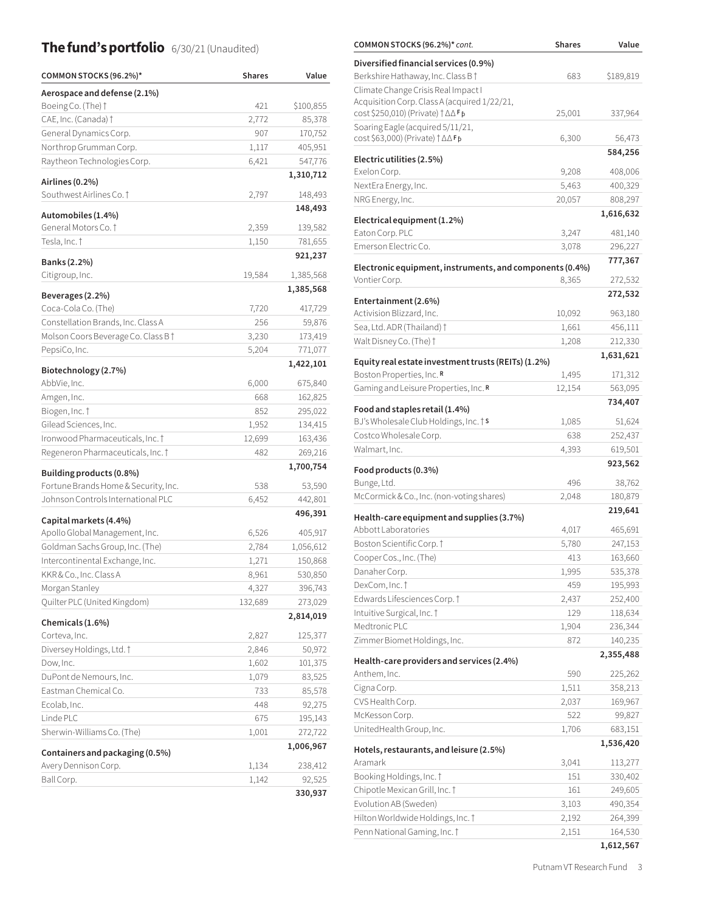## The fund's portfolio 6/30/21 (Unaudited)

| COMMON STOCKS (96.2%)* | Shares | Value |
|---|---|---|
| **Aerospace and defense (2.1%)** | | |
| Boeing Co. (The) † | 421 | $100,855 |
| CAE, Inc. (Canada) † | 2,772 | 85,378 |
| General Dynamics Corp. | 907 | 170,752 |
| Northrop Grumman Corp. | 1,117 | 405,951 |
| Raytheon Technologies Corp. | 6,421 | 547,776 |
| | | **1,310,712** |
| **Airlines (0.2%)** | | |
| Southwest Airlines Co. † | 2,797 | 148,493 |
| | | **148,493** |
| **Automobiles (1.4%)** | | |
| General Motors Co. † | 2,359 | 139,582 |
| Tesla, Inc. † | 1,150 | 781,655 |
| | | **921,237** |
| **Banks (2.2%)** | | |
| Citigroup, Inc. | 19,584 | 1,385,568 |
| | | **1,385,568** |
| **Beverages (2.2%)** | | |
| Coca-Cola Co. (The) | 7,720 | 417,729 |
| Constellation Brands, Inc. Class A | 256 | 59,876 |
| Molson Coors Beverage Co. Class B † | 3,230 | 173,419 |
| PepsiCo, Inc. | 5,204 | 771,077 |
| | | **1,422,101** |
| **Biotechnology (2.7%)** | | |
| AbbVie, Inc. | 6,000 | 675,840 |
| Amgen, Inc. | 668 | 162,825 |
| Biogen, Inc. † | 852 | 295,022 |
| Gilead Sciences, Inc. | 1,952 | 134,415 |
| Ironwood Pharmaceuticals, Inc. † | 12,699 | 163,436 |
| Regeneron Pharmaceuticals, Inc. † | 482 | 269,216 |
| | | **1,700,754** |
| **Building products (0.8%)** | | |
| Fortune Brands Home & Security, Inc. | 538 | 53,590 |
| Johnson Controls International PLC | 6,452 | 442,801 |
| | | **496,391** |
| **Capital markets (4.4%)** | | |
| Apollo Global Management, Inc. | 6,526 | 405,917 |
| Goldman Sachs Group, Inc. (The) | 2,784 | 1,056,612 |
| Intercontinental Exchange, Inc. | 1,271 | 150,868 |
| KKR & Co., Inc. Class A | 8,961 | 530,850 |
| Morgan Stanley | 4,327 | 396,743 |
| Quilter PLC (United Kingdom) | 132,689 | 273,029 |
| | | **2,814,019** |
| **Chemicals (1.6%)** | | |
| Corteva, Inc. | 2,827 | 125,377 |
| Diversey Holdings, Ltd. † | 2,846 | 50,972 |
| Dow, Inc. | 1,602 | 101,375 |
| DuPont de Nemours, Inc. | 1,079 | 83,525 |
| Eastman Chemical Co. | 733 | 85,578 |
| Ecolab, Inc. | 448 | 92,275 |
| Linde PLC | 675 | 195,143 |
| Sherwin-Williams Co. (The) | 1,001 | 272,722 |
| | | **1,006,967** |
| **Containers and packaging (0.5%)** | | |
| Avery Dennison Corp. | 1,134 | 238,412 |
| Ball Corp. | 1,142 | 92,525 |
| | | **330,937** |

| COMMON STOCKS (96.2%)* *cont.* | Shares | Value |
|---|---|---|
| **Diversified financial services (0.9%)** | | |
| Berkshire Hathaway, Inc. Class B † | 683 | $189,819 |
| Climate Change Crisis Real Impact I Acquisition Corp. Class A (acquired 1/22/21, cost $250,010) (Private) † ΔΔ F þ | 25,001 | 337,964 |
| Soaring Eagle (acquired 5/11/21, cost $63,000) (Private) † ΔΔ F þ | 6,300 | 56,473 |
| | | **584,256** |
| **Electric utilities (2.5%)** | | |
| Exelon Corp. | 9,208 | 408,006 |
| NextEra Energy, Inc. | 5,463 | 400,329 |
| NRG Energy, Inc. | 20,057 | 808,297 |
| | | **1,616,632** |
| **Electrical equipment (1.2%)** | | |
| Eaton Corp. PLC | 3,247 | 481,140 |
| Emerson Electric Co. | 3,078 | 296,227 |
| | | **777,367** |
| **Electronic equipment, instruments, and components (0.4%)** | | |
| Vontier Corp. | 8,365 | 272,532 |
| | | **272,532** |
| **Entertainment (2.6%)** | | |
| Activision Blizzard, Inc. | 10,092 | 963,180 |
| Sea, Ltd. ADR (Thailand) † | 1,661 | 456,111 |
| Walt Disney Co. (The) † | 1,208 | 212,330 |
| | | **1,631,621** |
| **Equity real estate investment trusts (REITs) (1.2%)** | | |
| Boston Properties, Inc. R | 1,495 | 171,312 |
| Gaming and Leisure Properties, Inc. R | 12,154 | 563,095 |
| | | **734,407** |
| **Food and staples retail (1.4%)** | | |
| BJ's Wholesale Club Holdings, Inc. † S | 1,085 | 51,624 |
| Costco Wholesale Corp. | 638 | 252,437 |
| Walmart, Inc. | 4,393 | 619,501 |
| | | **923,562** |
| **Food products (0.3%)** | | |
| Bunge, Ltd. | 496 | 38,762 |
| McCormick & Co., Inc. (non-voting shares) | 2,048 | 180,879 |
| | | **219,641** |
| **Health-care equipment and supplies (3.7%)** | | |
| Abbott Laboratories | 4,017 | 465,691 |
| Boston Scientific Corp. † | 5,780 | 247,153 |
| Cooper Cos., Inc. (The) | 413 | 163,660 |
| Danaher Corp. | 1,995 | 535,378 |
| DexCom, Inc. † | 459 | 195,993 |
| Edwards Lifesciences Corp. † | 2,437 | 252,400 |
| Intuitive Surgical, Inc. † | 129 | 118,634 |
| Medtronic PLC | 1,904 | 236,344 |
| Zimmer Biomet Holdings, Inc. | 872 | 140,235 |
| | | **2,355,488** |
| **Health-care providers and services (2.4%)** | | |
| Anthem, Inc. | 590 | 225,262 |
| Cigna Corp. | 1,511 | 358,213 |
| CVS Health Corp. | 2,037 | 169,967 |
| McKesson Corp. | 522 | 99,827 |
| UnitedHealth Group, Inc. | 1,706 | 683,151 |
| | | **1,536,420** |
| **Hotels, restaurants, and leisure (2.5%)** | | |
| Aramark | 3,041 | 113,277 |
| Booking Holdings, Inc. † | 151 | 330,402 |
| Chipotle Mexican Grill, Inc. † | 161 | 249,605 |
| Evolution AB (Sweden) | 3,103 | 490,354 |
| Hilton Worldwide Holdings, Inc. † | 2,192 | 264,399 |
| Penn National Gaming, Inc. † | 2,151 | 164,530 |
| | | **1,612,567** |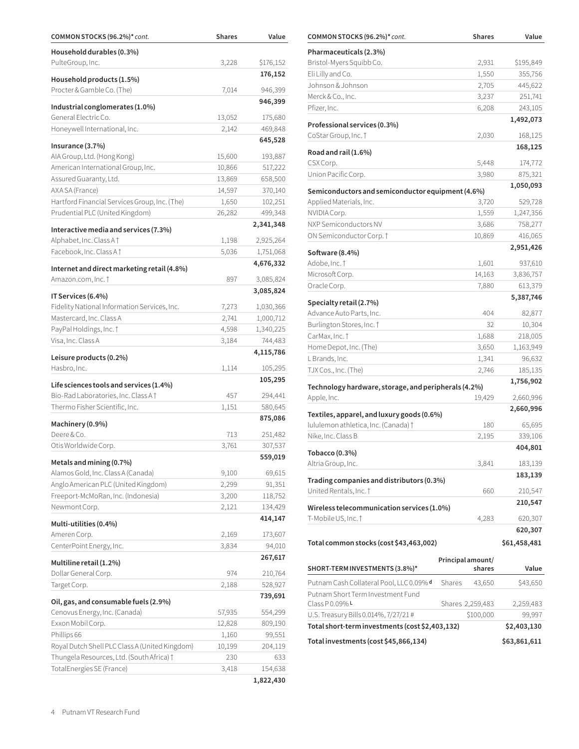| COMMON STOCKS (96.2%)* *cont.* | Shares | Value |
|---|---|---|
| **Household durables (0.3%)** | | |
| PulteGroup, Inc. | 3,228 | $176,152 |
| | | **176,152** |
| **Household products (1.5%)** | | |
| Procter & Gamble Co. (The) | 7,014 | 946,399 |
| | | **946,399** |
| **Industrial conglomerates (1.0%)** | | |
| General Electric Co. | 13,052 | 175,680 |
| Honeywell International, Inc. | 2,142 | 469,848 |
| | | **645,528** |
| **Insurance (3.7%)** | | |
| AIA Group, Ltd. (Hong Kong) | 15,600 | 193,887 |
| American International Group, Inc. | 10,866 | 517,222 |
| Assured Guaranty, Ltd. | 13,869 | 658,500 |
| AXA SA (France) | 14,597 | 370,140 |
| Hartford Financial Services Group, Inc. (The) | 1,650 | 102,251 |
| Prudential PLC (United Kingdom) | 26,282 | 499,348 |
| | | **2,341,348** |
| **Interactive media and services (7.3%)** | | |
| Alphabet, Inc. Class A † | 1,198 | 2,925,264 |
| Facebook, Inc. Class A † | 5,036 | 1,751,068 |
| | | **4,676,332** |
| **Internet and direct marketing retail (4.8%)** | | |
| Amazon.com, Inc. † | 897 | 3,085,824 |
| | | **3,085,824** |
| **IT Services (6.4%)** | | |
| Fidelity National Information Services, Inc. | 7,273 | 1,030,366 |
| Mastercard, Inc. Class A | 2,741 | 1,000,712 |
| PayPal Holdings, Inc. † | 4,598 | 1,340,225 |
| Visa, Inc. Class A | 3,184 | 744,483 |
| | | **4,115,786** |
| **Leisure products (0.2%)** | | |
| Hasbro, Inc. | 1,114 | 105,295 |
| | | **105,295** |
| **Life sciences tools and services (1.4%)** | | |
| Bio-Rad Laboratories, Inc. Class A † | 457 | 294,441 |
| Thermo Fisher Scientific, Inc. | 1,151 | 580,645 |
| | | **875,086** |
| **Machinery (0.9%)** | | |
| Deere & Co. | 713 | 251,482 |
| Otis Worldwide Corp. | 3,761 | 307,537 |
| | | **559,019** |
| **Metals and mining (0.7%)** | | |
| Alamos Gold, Inc. Class A (Canada) | 9,100 | 69,615 |
| Anglo American PLC (United Kingdom) | 2,299 | 91,351 |
| Freeport-McMoRan, Inc. (Indonesia) | 3,200 | 118,752 |
| Newmont Corp. | 2,121 | 134,429 |
| | | **414,147** |
| **Multi-utilities (0.4%)** | | |
| Ameren Corp. | 2,169 | 173,607 |
| CenterPoint Energy, Inc. | 3,834 | 94,010 |
| | | **267,617** |
| **Multiline retail (1.2%)** | | |
| Dollar General Corp. | 974 | 210,764 |
| Target Corp. | 2,188 | 528,927 |
| | | **739,691** |
| **Oil, gas, and consumable fuels (2.9%)** | | |
| Cenovus Energy, Inc. (Canada) | 57,935 | 554,299 |
| Exxon Mobil Corp. | 12,828 | 809,190 |
| Phillips 66 | 1,160 | 99,551 |
| Royal Dutch Shell PLC Class A (United Kingdom) | 10,199 | 204,119 |
| Thungela Resources, Ltd. (South Africa) † | 230 | 633 |
| TotalEnergies SE (France) | 3,418 | 154,638 |
| | | **1,822,430** |

| COMMON STOCKS (96.2%)* *cont.* | Shares | Value |
|---|---|---|
| **Pharmaceuticals (2.3%)** | | |
| Bristol-Myers Squibb Co. | 2,931 | $195,849 |
| Eli Lilly and Co. | 1,550 | 355,756 |
| Johnson & Johnson | 2,705 | 445,622 |
| Merck & Co., Inc. | 3,237 | 251,741 |
| Pfizer, Inc. | 6,208 | 243,105 |
| | | **1,492,073** |
| **Professional services (0.3%)** | | |
| CoStar Group, Inc. † | 2,030 | 168,125 |
| | | **168,125** |
| **Road and rail (1.6%)** | | |
| CSX Corp. | 5,448 | 174,772 |
| Union Pacific Corp. | 3,980 | 875,321 |
| | | **1,050,093** |
| **Semiconductors and semiconductor equipment (4.6%)** | | |
| Applied Materials, Inc. | 3,720 | 529,728 |
| NVIDIA Corp. | 1,559 | 1,247,356 |
| NXP Semiconductors NV | 3,686 | 758,277 |
| ON Semiconductor Corp. † | 10,869 | 416,065 |
| | | **2,951,426** |
| **Software (8.4%)** | | |
| Adobe, Inc. † | 1,601 | 937,610 |
| Microsoft Corp. | 14,163 | 3,836,757 |
| Oracle Corp. | 7,880 | 613,379 |
| | | **5,387,746** |
| **Specialty retail (2.7%)** | | |
| Advance Auto Parts, Inc. | 404 | 82,877 |
| Burlington Stores, Inc. † | 32 | 10,304 |
| CarMax, Inc. † | 1,688 | 218,005 |
| Home Depot, Inc. (The) | 3,650 | 1,163,949 |
| L Brands, Inc. | 1,341 | 96,632 |
| TJX Cos., Inc. (The) | 2,746 | 185,135 |
| | | **1,756,902** |
| **Technology hardware, storage, and peripherals (4.2%)** | | |
| Apple, Inc. | 19,429 | 2,660,996 |
| | | **2,660,996** |
| **Textiles, apparel, and luxury goods (0.6%)** | | |
| lululemon athletica, Inc. (Canada) † | 180 | 65,695 |
| Nike, Inc. Class B | 2,195 | 339,106 |
| | | **404,801** |
| **Tobacco (0.3%)** | | |
| Altria Group, Inc. | 3,841 | 183,139 |
| | | **183,139** |
| **Trading companies and distributors (0.3%)** | | |
| United Rentals, Inc. † | 660 | 210,547 |
| | | **210,547** |
| **Wireless telecommunication services (1.0%)** | | |
| T-Mobile US, Inc. † | 4,283 | 620,307 |
| | | **620,307** |
| **Total common stocks (cost $43,463,002)** | | **$61,458,481** |

| SHORT-TERM INVESTMENTS (3.8%)* | | Principal amount/ shares | Value |
|---|---|---|---|
| Putnam Cash Collateral Pool, LLC 0.09% d | Shares | 43,650 | $43,650 |
| Putnam Short Term Investment Fund Class P 0.09% L | Shares | 2,259,483 | 2,259,483 |
| U.S. Treasury Bills 0.014%, 7/27/21 # | | $100,000 | 99,997 |
| **Total short-term investments (cost $2,403,132)** | | | **$2,403,130** |
| **Total investments (cost $45,866,134)** | | | **$63,861,611** |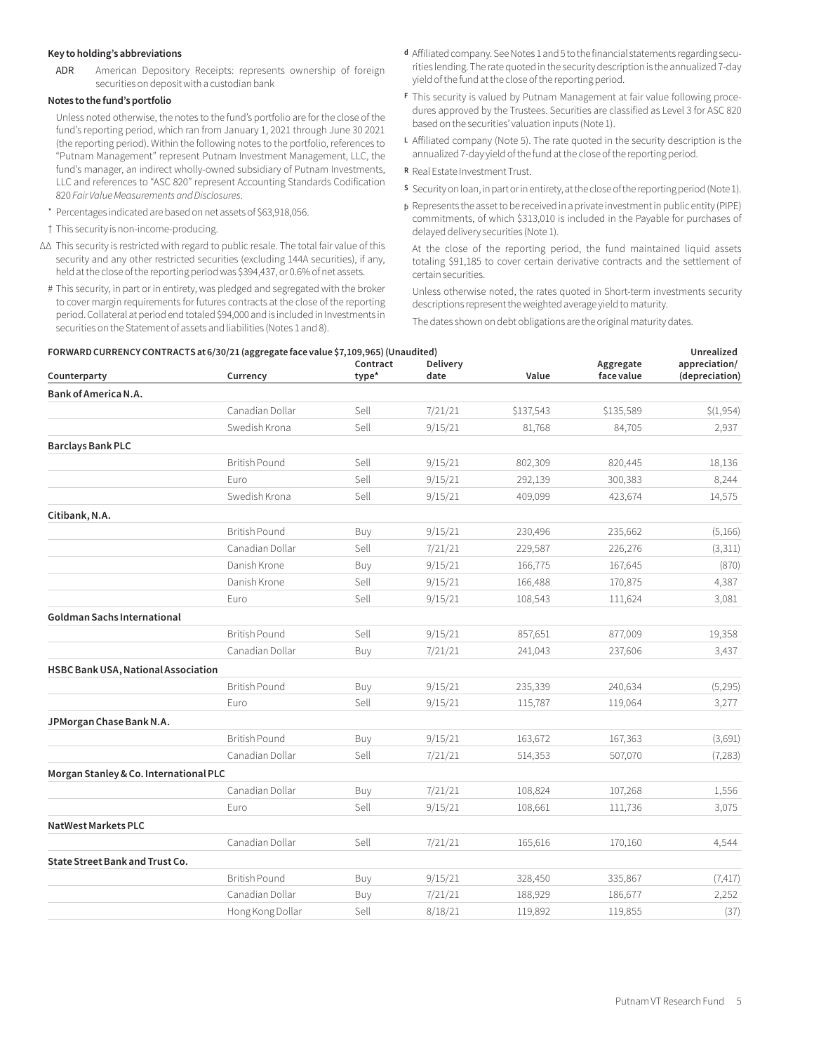**Key to holding's abbreviations**

ADR American Depository Receipts: represents ownership of foreign securities on deposit with a custodian bank

**Notes to the fund's portfolio**

Unless noted otherwise, the notes to the fund's portfolio are for the close of the fund's reporting period, which ran from January 1, 2021 through June 30 2021 (the reporting period). Within the following notes to the portfolio, references to "Putnam Management" represent Putnam Investment Management, LLC, the fund's manager, an indirect wholly-owned subsidiary of Putnam Investments, LLC and references to "ASC 820" represent Accounting Standards Codification 820 *Fair Value Measurements and Disclosures*.

\* Percentages indicated are based on net assets of $63,918,056.

† This security is non-income-producing.

ΔΔ This security is restricted with regard to public resale. The total fair value of this security and any other restricted securities (excluding 144A securities), if any, held at the close of the reporting period was $394,437, or 0.6% of net assets.

\# This security, in part or in entirety, was pledged and segregated with the broker to cover margin requirements for futures contracts at the close of the reporting period. Collateral at period end totaled $94,000 and is included in Investments in securities on the Statement of assets and liabilities (Notes 1 and 8).

d Affiliated company. See Notes 1 and 5 to the financial statements regarding securities lending. The rate quoted in the security description is the annualized 7-day yield of the fund at the close of the reporting period.

F This security is valued by Putnam Management at fair value following procedures approved by the Trustees. Securities are classified as Level 3 for ASC 820 based on the securities' valuation inputs (Note 1).

L Affiliated company (Note 5). The rate quoted in the security description is the annualized 7-day yield of the fund at the close of the reporting period.

R Real Estate Investment Trust.

S Security on loan, in part or in entirety, at the close of the reporting period (Note 1).

þ Represents the asset to be received in a private investment in public entity (PIPE) commitments, of which $313,010 is included in the Payable for purchases of delayed delivery securities (Note 1).

At the close of the reporting period, the fund maintained liquid assets totaling $91,185 to cover certain derivative contracts and the settlement of certain securities.

Unless otherwise noted, the rates quoted in Short-term investments security descriptions represent the weighted average yield to maturity.

The dates shown on debt obligations are the original maturity dates.

**FORWARD CURRENCY CONTRACTS at 6/30/21 (aggregate face value $7,109,965) (Unaudited)**

| Counterparty | Currency | Contract type* | Delivery date | Value | Aggregate face value | Unrealized appreciation/ (depreciation) |
|---|---|---|---|---|---|---|
| **Bank of America N.A.** | | | | | | |
| | Canadian Dollar | Sell | 7/21/21 | $137,543 | $135,589 | $(1,954) |
| | Swedish Krona | Sell | 9/15/21 | 81,768 | 84,705 | 2,937 |
| **Barclays Bank PLC** | | | | | | |
| | British Pound | Sell | 9/15/21 | 802,309 | 820,445 | 18,136 |
| | Euro | Sell | 9/15/21 | 292,139 | 300,383 | 8,244 |
| | Swedish Krona | Sell | 9/15/21 | 409,099 | 423,674 | 14,575 |
| **Citibank, N.A.** | | | | | | |
| | British Pound | Buy | 9/15/21 | 230,496 | 235,662 | (5,166) |
| | Canadian Dollar | Sell | 7/21/21 | 229,587 | 226,276 | (3,311) |
| | Danish Krone | Buy | 9/15/21 | 166,775 | 167,645 | (870) |
| | Danish Krone | Sell | 9/15/21 | 166,488 | 170,875 | 4,387 |
| | Euro | Sell | 9/15/21 | 108,543 | 111,624 | 3,081 |
| **Goldman Sachs International** | | | | | | |
| | British Pound | Sell | 9/15/21 | 857,651 | 877,009 | 19,358 |
| | Canadian Dollar | Buy | 7/21/21 | 241,043 | 237,606 | 3,437 |
| **HSBC Bank USA, National Association** | | | | | | |
| | British Pound | Buy | 9/15/21 | 235,339 | 240,634 | (5,295) |
| | Euro | Sell | 9/15/21 | 115,787 | 119,064 | 3,277 |
| **JPMorgan Chase Bank N.A.** | | | | | | |
| | British Pound | Buy | 9/15/21 | 163,672 | 167,363 | (3,691) |
| | Canadian Dollar | Sell | 7/21/21 | 514,353 | 507,070 | (7,283) |
| **Morgan Stanley & Co. International PLC** | | | | | | |
| | Canadian Dollar | Buy | 7/21/21 | 108,824 | 107,268 | 1,556 |
| | Euro | Sell | 9/15/21 | 108,661 | 111,736 | 3,075 |
| **NatWest Markets PLC** | | | | | | |
| | Canadian Dollar | Sell | 7/21/21 | 165,616 | 170,160 | 4,544 |
| **State Street Bank and Trust Co.** | | | | | | |
| | British Pound | Buy | 9/15/21 | 328,450 | 335,867 | (7,417) |
| | Canadian Dollar | Buy | 7/21/21 | 188,929 | 186,677 | 2,252 |
| | Hong Kong Dollar | Sell | 8/18/21 | 119,892 | 119,855 | (37) |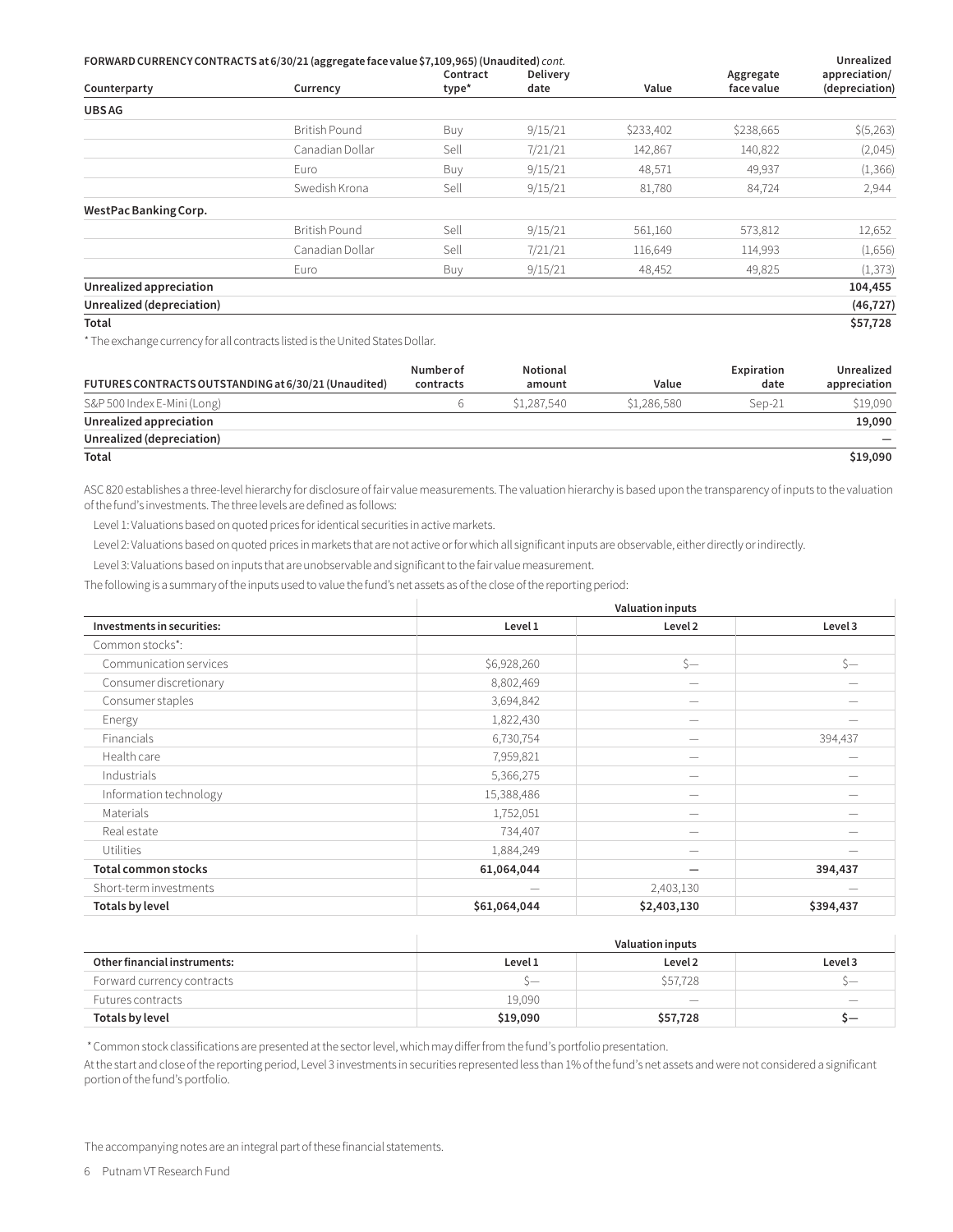**FORWARD CURRENCY CONTRACTS at 6/30/21 (aggregate face value $7,109,965) (Unaudited)** *cont.*

| Counterparty | Currency | Contract type* | Delivery date | Value | Aggregate face value | Unrealized appreciation/ (depreciation) |
|---|---|---|---|---|---|---|
| **UBS AG** | | | | | | |
| | British Pound | Buy | 9/15/21 | $233,402 | $238,665 | $(5,263) |
| | Canadian Dollar | Sell | 7/21/21 | 142,867 | 140,822 | (2,045) |
| | Euro | Buy | 9/15/21 | 48,571 | 49,937 | (1,366) |
| | Swedish Krona | Sell | 9/15/21 | 81,780 | 84,724 | 2,944 |
| **WestPac Banking Corp.** | | | | | | |
| | British Pound | Sell | 9/15/21 | 561,160 | 573,812 | 12,652 |
| | Canadian Dollar | Sell | 7/21/21 | 116,649 | 114,993 | (1,656) |
| | Euro | Buy | 9/15/21 | 48,452 | 49,825 | (1,373) |
| **Unrealized appreciation** | | | | | | **104,455** |
| **Unrealized (depreciation)** | | | | | | **(46,727)** |
| **Total** | | | | | | **$57,728** |

* The exchange currency for all contracts listed is the United States Dollar.

| FUTURES CONTRACTS OUTSTANDING at 6/30/21 (Unaudited) | Number of contracts | Notional amount | Value | Expiration date | Unrealized appreciation |
|---|---|---|---|---|---|
| S&P 500 Index E-Mini (Long) | 6 | $1,287,540 | $1,286,580 | Sep-21 | $19,090 |
| **Unrealized appreciation** | | | | | **19,090** |
| **Unrealized (depreciation)** | | | | | **—** |
| **Total** | | | | | **$19,090** |

ASC 820 establishes a three-level hierarchy for disclosure of fair value measurements. The valuation hierarchy is based upon the transparency of inputs to the valuation of the fund's investments. The three levels are defined as follows:

Level 1: Valuations based on quoted prices for identical securities in active markets.

Level 2: Valuations based on quoted prices in markets that are not active or for which all significant inputs are observable, either directly or indirectly.

Level 3: Valuations based on inputs that are unobservable and significant to the fair value measurement.

The following is a summary of the inputs used to value the fund's net assets as of the close of the reporting period:

| | Valuation inputs | | |
|---|---|---|---|
| **Investments in securities:** | **Level 1** | **Level 2** | **Level 3** |
| Common stocks*: | | | |
| Communication services | $6,928,260 | $— | $— |
| Consumer discretionary | 8,802,469 | — | — |
| Consumer staples | 3,694,842 | — | — |
| Energy | 1,822,430 | — | — |
| Financials | 6,730,754 | — | 394,437 |
| Health care | 7,959,821 | — | — |
| Industrials | 5,366,275 | — | — |
| Information technology | 15,388,486 | — | — |
| Materials | 1,752,051 | — | — |
| Real estate | 734,407 | — | — |
| Utilities | 1,884,249 | — | — |
| **Total common stocks** | **61,064,044** | **—** | **394,437** |
| Short-term investments | — | 2,403,130 | — |
| **Totals by level** | **$61,064,044** | **$2,403,130** | **$394,437** |

| | Valuation inputs | | |
|---|---|---|---|
| **Other financial instruments:** | **Level 1** | **Level 2** | **Level 3** |
| Forward currency contracts | $— | $57,728 | $— |
| Futures contracts | 19,090 | — | — |
| **Totals by level** | **$19,090** | **$57,728** | **$—** |

* Common stock classifications are presented at the sector level, which may differ from the fund's portfolio presentation.

At the start and close of the reporting period, Level 3 investments in securities represented less than 1% of the fund's net assets and were not considered a significant portion of the fund's portfolio.

The accompanying notes are an integral part of these financial statements.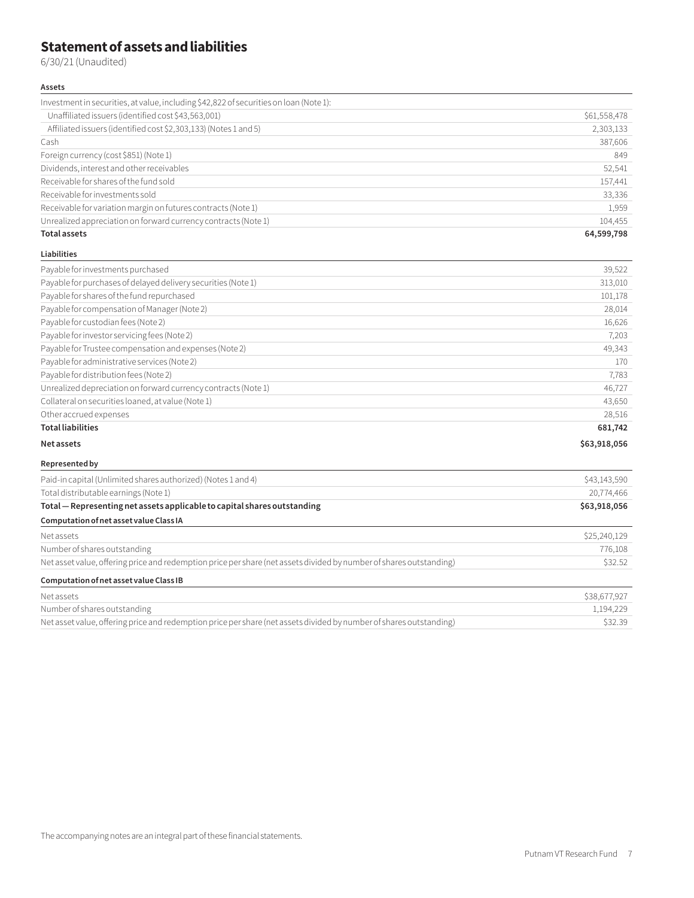# Statement of assets and liabilities

6/30/21 (Unaudited)

| | |
|---|---|
| **Assets** | |
| Investment in securities, at value, including $42,822 of securities on loan (Note 1): | |
| Unaffiliated issuers (identified cost $43,563,001) | $61,558,478 |
| Affiliated issuers (identified cost $2,303,133) (Notes 1 and 5) | 2,303,133 |
| Cash | 387,606 |
| Foreign currency (cost $851) (Note 1) | 849 |
| Dividends, interest and other receivables | 52,541 |
| Receivable for shares of the fund sold | 157,441 |
| Receivable for investments sold | 33,336 |
| Receivable for variation margin on futures contracts (Note 1) | 1,959 |
| Unrealized appreciation on forward currency contracts (Note 1) | 104,455 |
| **Total assets** | **64,599,798** |
| **Liabilities** | |
| Payable for investments purchased | 39,522 |
| Payable for purchases of delayed delivery securities (Note 1) | 313,010 |
| Payable for shares of the fund repurchased | 101,178 |
| Payable for compensation of Manager (Note 2) | 28,014 |
| Payable for custodian fees (Note 2) | 16,626 |
| Payable for investor servicing fees (Note 2) | 7,203 |
| Payable for Trustee compensation and expenses (Note 2) | 49,343 |
| Payable for administrative services (Note 2) | 170 |
| Payable for distribution fees (Note 2) | 7,783 |
| Unrealized depreciation on forward currency contracts (Note 1) | 46,727 |
| Collateral on securities loaned, at value (Note 1) | 43,650 |
| Other accrued expenses | 28,516 |
| **Total liabilities** | **681,742** |
| **Net assets** | **$63,918,056** |
| **Represented by** | |
| Paid-in capital (Unlimited shares authorized) (Notes 1 and 4) | $43,143,590 |
| Total distributable earnings (Note 1) | 20,774,466 |
| **Total — Representing net assets applicable to capital shares outstanding** | **$63,918,056** |
| **Computation of net asset value Class IA** | |
| Net assets | $25,240,129 |
| Number of shares outstanding | 776,108 |
| Net asset value, offering price and redemption price per share (net assets divided by number of shares outstanding) | $32.52 |
| **Computation of net asset value Class IB** | |
| Net assets | $38,677,927 |
| Number of shares outstanding | 1,194,229 |
| Net asset value, offering price and redemption price per share (net assets divided by number of shares outstanding) | $32.39 |

The accompanying notes are an integral part of these financial statements.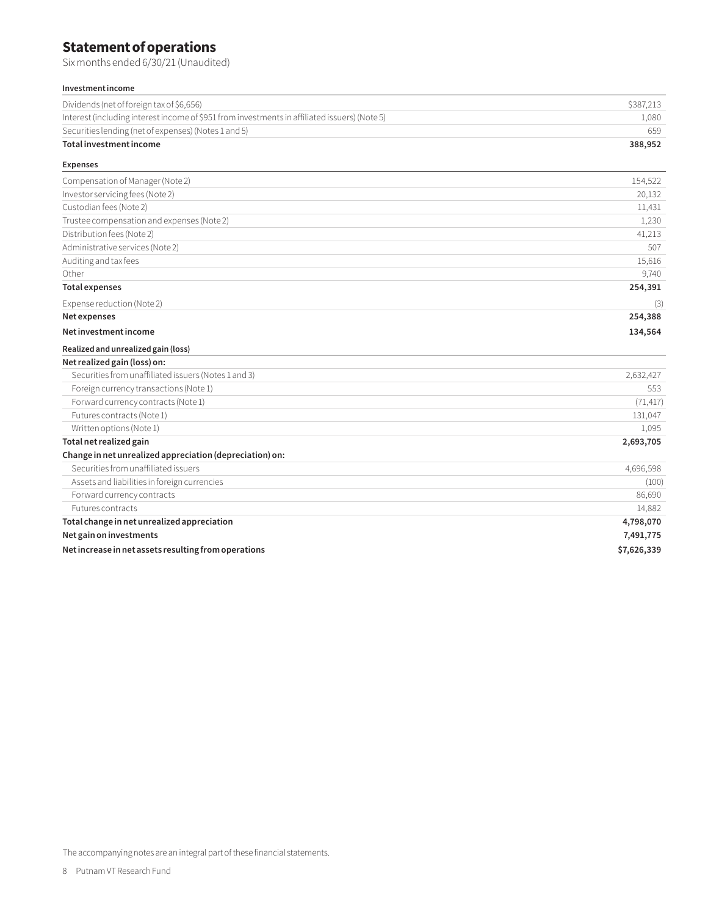# Statement of operations

Six months ended 6/30/21 (Unaudited)

| | |
|---|---|
| **Investment income** | |
| Dividends (net of foreign tax of $6,656) | $387,213 |
| Interest (including interest income of $951 from investments in affiliated issuers) (Note 5) | 1,080 |
| Securities lending (net of expenses) (Notes 1 and 5) | 659 |
| **Total investment income** | **388,952** |
| **Expenses** | |
| Compensation of Manager (Note 2) | 154,522 |
| Investor servicing fees (Note 2) | 20,132 |
| Custodian fees (Note 2) | 11,431 |
| Trustee compensation and expenses (Note 2) | 1,230 |
| Distribution fees (Note 2) | 41,213 |
| Administrative services (Note 2) | 507 |
| Auditing and tax fees | 15,616 |
| Other | 9,740 |
| **Total expenses** | **254,391** |
| Expense reduction (Note 2) | (3) |
| **Net expenses** | **254,388** |
| **Net investment income** | **134,564** |
| **Realized and unrealized gain (loss)** | |
| **Net realized gain (loss) on:** | |
| Securities from unaffiliated issuers (Notes 1 and 3) | 2,632,427 |
| Foreign currency transactions (Note 1) | 553 |
| Forward currency contracts (Note 1) | (71,417) |
| Futures contracts (Note 1) | 131,047 |
| Written options (Note 1) | 1,095 |
| **Total net realized gain** | **2,693,705** |
| **Change in net unrealized appreciation (depreciation) on:** | |
| Securities from unaffiliated issuers | 4,696,598 |
| Assets and liabilities in foreign currencies | (100) |
| Forward currency contracts | 86,690 |
| Futures contracts | 14,882 |
| **Total change in net unrealized appreciation** | **4,798,070** |
| **Net gain on investments** | **7,491,775** |
| **Net increase in net assets resulting from operations** | **$7,626,339** |

The accompanying notes are an integral part of these financial statements.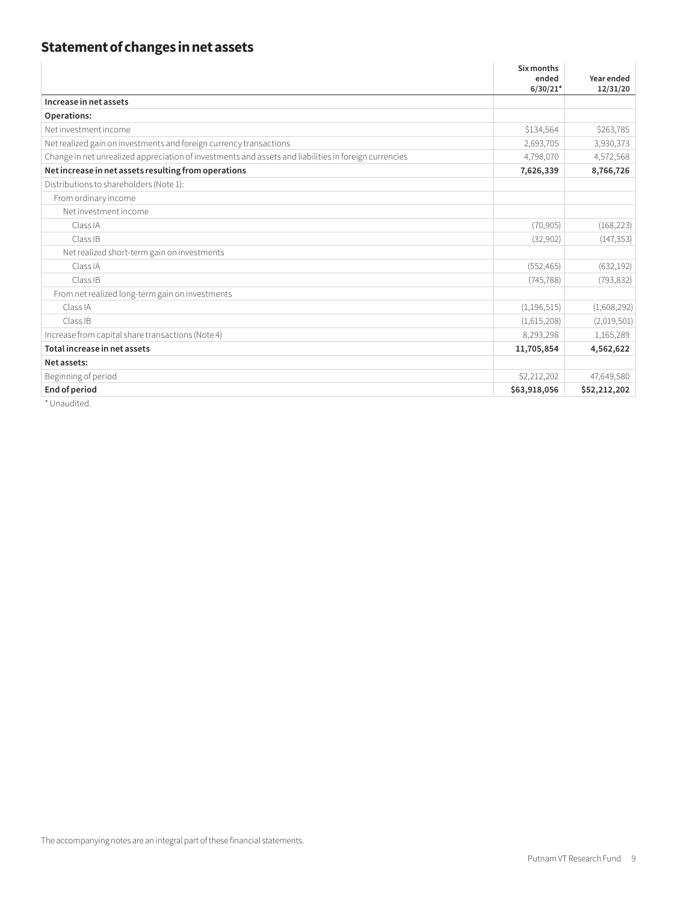## Statement of changes in net assets

| | Six months ended 6/30/21* | Year ended 12/31/20 |
|---|---|---|
| **Increase in net assets** | | |
| **Operations:** | | |
| Net investment income | $134,564 | $263,785 |
| Net realized gain on investments and foreign currency transactions | 2,693,705 | 3,930,373 |
| Change in net unrealized appreciation of investments and assets and liabilities in foreign currencies | 4,798,070 | 4,572,568 |
| **Net increase in net assets resulting from operations** | **7,626,339** | **8,766,726** |
| Distributions to shareholders (Note 1): | | |
| From ordinary income | | |
| Net investment income | | |
| Class IA | (70,905) | (168,223) |
| Class IB | (32,902) | (147,353) |
| Net realized short-term gain on investments | | |
| Class IA | (552,465) | (632,192) |
| Class IB | (745,788) | (793,832) |
| From net realized long-term gain on investments | | |
| Class IA | (1,196,515) | (1,608,292) |
| Class IB | (1,615,208) | (2,019,501) |
| Increase from capital share transactions (Note 4) | 8,293,298 | 1,165,289 |
| **Total increase in net assets** | **11,705,854** | **4,562,622** |
| **Net assets:** | | |
| Beginning of period | 52,212,202 | 47,649,580 |
| **End of period** | **$63,918,056** | **$52,212,202** |

\* Unaudited.

The accompanying notes are an integral part of these financial statements.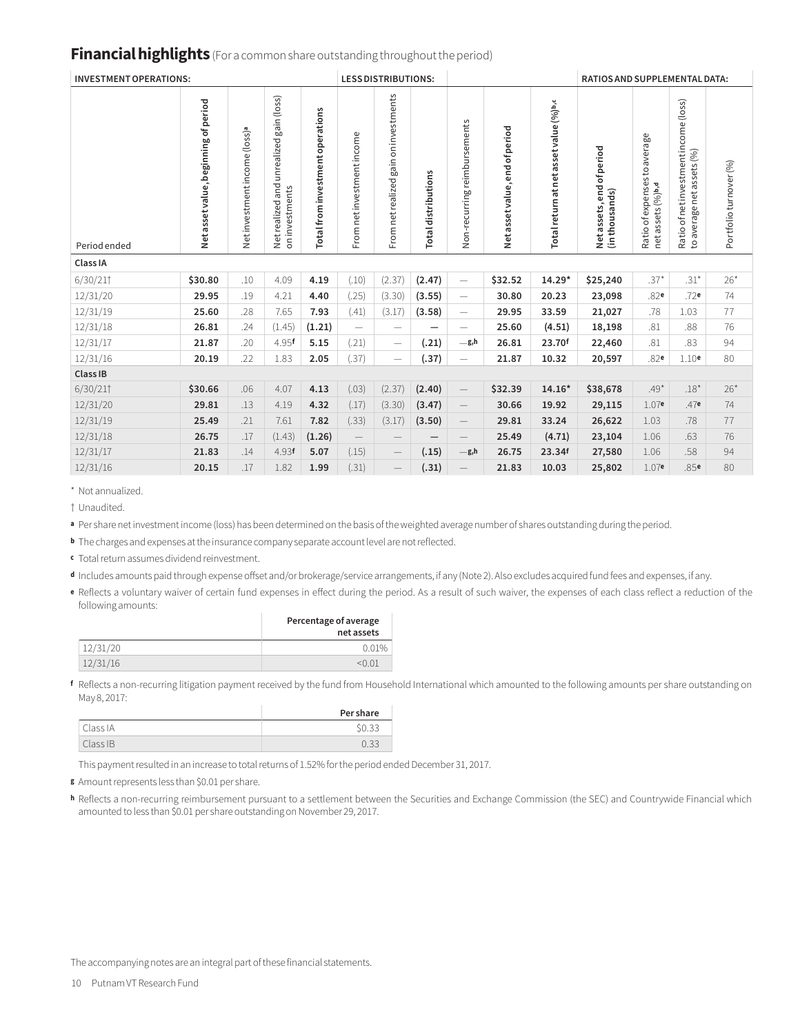## Financial highlights (For a common share outstanding throughout the period)

| INVESTMENT OPERATIONS: | | | | | LESS DISTRIBUTIONS: | | | | | | RATIOS AND SUPPLEMENTAL DATA: | | | |
|---|---|---|---|---|---|---|---|---|---|---|---|---|---|---|
| Period ended | Net asset value, beginning of period | Net investment income (loss)[a] | Net realized and unrealized gain (loss) on investments | Total from investment operations | From net investment income | From net realized gain on investments | Total distributions | Non-recurring reimbursements | Net asset value, end of period | Total return at net asset value (%)[b,c] | Net assets, end of period (in thousands) | Ratio of expenses to average net assets (%)[b,d] | Ratio of net investment income (loss) to average net assets (%) | Portfolio turnover (%) |
| **Class IA** | | | | | | | | | | | | | | |
| 6/30/21† | **$30.80** | .10 | 4.09 | **4.19** | (.10) | (2.37) | **(2.47)** | — | **$32.52** | **14.29*** | **$25,240** | .37* | .31* | 26* |
| 12/31/20 | **29.95** | .19 | 4.21 | **4.40** | (.25) | (3.30) | **(3.55)** | — | **30.80** | **20.23** | **23,098** | .82[e] | .72[e] | 74 |
| 12/31/19 | **25.60** | .28 | 7.65 | **7.93** | (.41) | (3.17) | **(3.58)** | — | **29.95** | **33.59** | **21,027** | .78 | 1.03 | 77 |
| 12/31/18 | **26.81** | .24 | (1.45) | **(1.21)** | — | — | **—** | — | **25.60** | **(4.51)** | **18,198** | .81 | .88 | 76 |
| 12/31/17 | **21.87** | .20 | 4.95[f] | **5.15** | (.21) | — | **(.21)** | —[g,h] | **26.81** | **23.70[f]** | **22,460** | .81 | .83 | 94 |
| 12/31/16 | **20.19** | .22 | 1.83 | **2.05** | (.37) | — | **(.37)** | — | **21.87** | **10.32** | **20,597** | .82[e] | 1.10[e] | 80 |
| **Class IB** | | | | | | | | | | | | | | |
| 6/30/21† | **$30.66** | .06 | 4.07 | **4.13** | (.03) | (2.37) | **(2.40)** | — | **$32.39** | **14.16*** | **$38,678** | .49* | .18* | 26* |
| 12/31/20 | **29.81** | .13 | 4.19 | **4.32** | (.17) | (3.30) | **(3.47)** | — | **30.66** | **19.92** | **29,115** | 1.07[e] | .47[e] | 74 |
| 12/31/19 | **25.49** | .21 | 7.61 | **7.82** | (.33) | (3.17) | **(3.50)** | — | **29.81** | **33.24** | **26,622** | 1.03 | .78 | 77 |
| 12/31/18 | **26.75** | .17 | (1.43) | **(1.26)** | — | — | **—** | — | **25.49** | **(4.71)** | **23,104** | 1.06 | .63 | 76 |
| 12/31/17 | **21.83** | .14 | 4.93[f] | **5.07** | (.15) | — | **(.15)** | —[g,h] | **26.75** | **23.34[f]** | **27,580** | 1.06 | .58 | 94 |
| 12/31/16 | **20.15** | .17 | 1.82 | **1.99** | (.31) | — | **(.31)** | — | **21.83** | **10.03** | **25,802** | 1.07[e] | .85[e] | 80 |

\* Not annualized.

† Unaudited.

[a] Per share net investment income (loss) has been determined on the basis of the weighted average number of shares outstanding during the period.

[b] The charges and expenses at the insurance company separate account level are not reflected.

[c] Total return assumes dividend reinvestment.

[d] Includes amounts paid through expense offset and/or brokerage/service arrangements, if any (Note 2). Also excludes acquired fund fees and expenses, if any.

[e] Reflects a voluntary waiver of certain fund expenses in effect during the period. As a result of such waiver, the expenses of each class reflect a reduction of the following amounts:

| | Percentage of average net assets |
|---|---|
| 12/31/20 | 0.01% |
| 12/31/16 | <0.01 |

[f] Reflects a non-recurring litigation payment received by the fund from Household International which amounted to the following amounts per share outstanding on May 8, 2017:

| | Per share |
|---|---|
| Class IA | $0.33 |
| Class IB | 0.33 |

This payment resulted in an increase to total returns of 1.52% for the period ended December 31, 2017.

[g] Amount represents less than $0.01 per share.

[h] Reflects a non-recurring reimbursement pursuant to a settlement between the Securities and Exchange Commission (the SEC) and Countrywide Financial which amounted to less than $0.01 per share outstanding on November 29, 2017.

The accompanying notes are an integral part of these financial statements.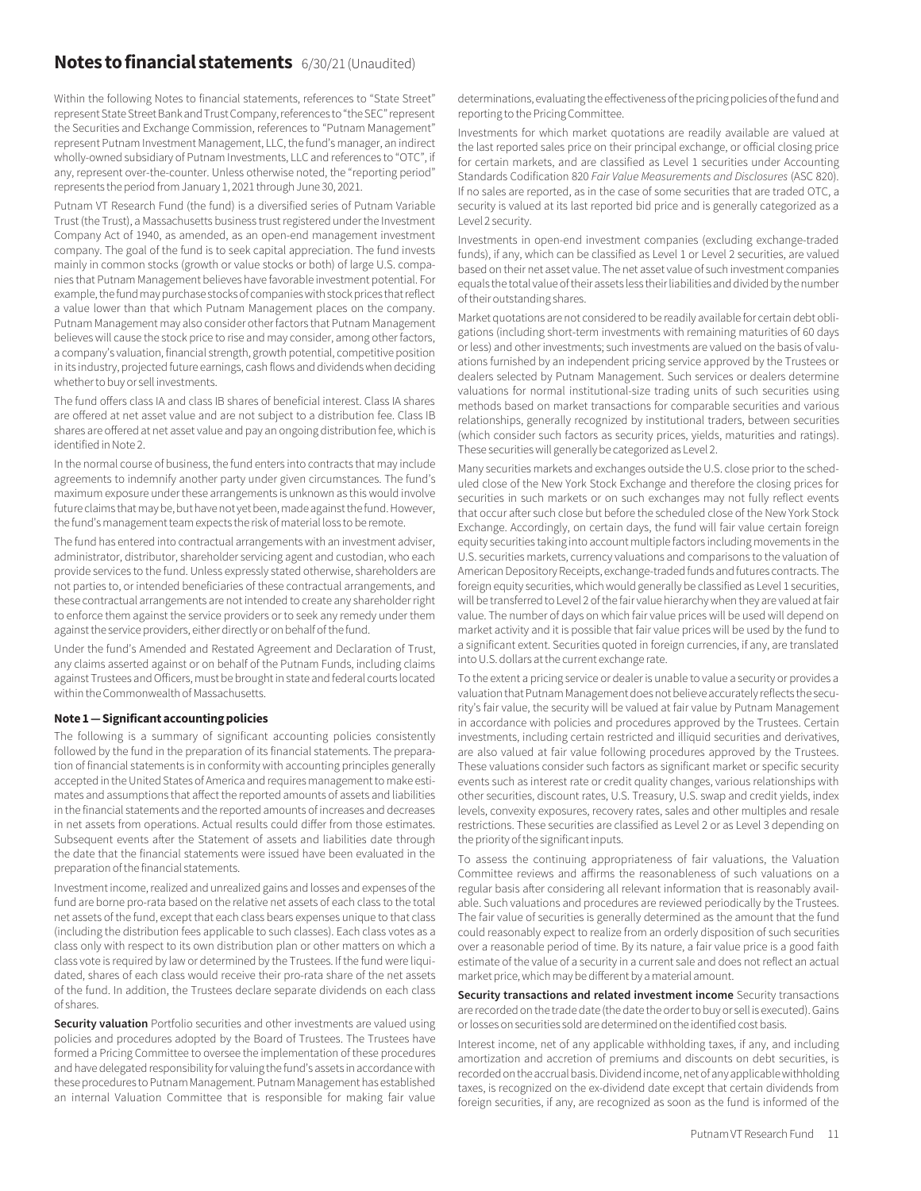# Notes to financial statements 6/30/21 (Unaudited)

Within the following Notes to financial statements, references to "State Street" represent State Street Bank and Trust Company, references to "the SEC" represent the Securities and Exchange Commission, references to "Putnam Management" represent Putnam Investment Management, LLC, the fund's manager, an indirect wholly-owned subsidiary of Putnam Investments, LLC and references to "OTC", if any, represent over-the-counter. Unless otherwise noted, the "reporting period" represents the period from January 1, 2021 through June 30, 2021.

Putnam VT Research Fund (the fund) is a diversified series of Putnam Variable Trust (the Trust), a Massachusetts business trust registered under the Investment Company Act of 1940, as amended, as an open-end management investment company. The goal of the fund is to seek capital appreciation. The fund invests mainly in common stocks (growth or value stocks or both) of large U.S. companies that Putnam Management believes have favorable investment potential. For example, the fund may purchase stocks of companies with stock prices that reflect a value lower than that which Putnam Management places on the company. Putnam Management may also consider other factors that Putnam Management believes will cause the stock price to rise and may consider, among other factors, a company's valuation, financial strength, growth potential, competitive position in its industry, projected future earnings, cash flows and dividends when deciding whether to buy or sell investments.

The fund offers class IA and class IB shares of beneficial interest. Class IA shares are offered at net asset value and are not subject to a distribution fee. Class IB shares are offered at net asset value and pay an ongoing distribution fee, which is identified in Note 2.

In the normal course of business, the fund enters into contracts that may include agreements to indemnify another party under given circumstances. The fund's maximum exposure under these arrangements is unknown as this would involve future claims that may be, but have not yet been, made against the fund. However, the fund's management team expects the risk of material loss to be remote.

The fund has entered into contractual arrangements with an investment adviser, administrator, distributor, shareholder servicing agent and custodian, who each provide services to the fund. Unless expressly stated otherwise, shareholders are not parties to, or intended beneficiaries of these contractual arrangements, and these contractual arrangements are not intended to create any shareholder right to enforce them against the service providers or to seek any remedy under them against the service providers, either directly or on behalf of the fund.

Under the fund's Amended and Restated Agreement and Declaration of Trust, any claims asserted against or on behalf of the Putnam Funds, including claims against Trustees and Officers, must be brought in state and federal courts located within the Commonwealth of Massachusetts.

### Note 1 — Significant accounting policies

The following is a summary of significant accounting policies consistently followed by the fund in the preparation of its financial statements. The preparation of financial statements is in conformity with accounting principles generally accepted in the United States of America and requires management to make estimates and assumptions that affect the reported amounts of assets and liabilities in the financial statements and the reported amounts of increases and decreases in net assets from operations. Actual results could differ from those estimates. Subsequent events after the Statement of assets and liabilities date through the date that the financial statements were issued have been evaluated in the preparation of the financial statements.

Investment income, realized and unrealized gains and losses and expenses of the fund are borne pro-rata based on the relative net assets of each class to the total net assets of the fund, except that each class bears expenses unique to that class (including the distribution fees applicable to such classes). Each class votes as a class only with respect to its own distribution plan or other matters on which a class vote is required by law or determined by the Trustees. If the fund were liquidated, shares of each class would receive their pro-rata share of the net assets of the fund. In addition, the Trustees declare separate dividends on each class of shares.

**Security valuation** Portfolio securities and other investments are valued using policies and procedures adopted by the Board of Trustees. The Trustees have formed a Pricing Committee to oversee the implementation of these procedures and have delegated responsibility for valuing the fund's assets in accordance with these procedures to Putnam Management. Putnam Management has established an internal Valuation Committee that is responsible for making fair value determinations, evaluating the effectiveness of the pricing policies of the fund and reporting to the Pricing Committee.

Investments for which market quotations are readily available are valued at the last reported sales price on their principal exchange, or official closing price for certain markets, and are classified as Level 1 securities under Accounting Standards Codification 820 *Fair Value Measurements and Disclosures* (ASC 820). If no sales are reported, as in the case of some securities that are traded OTC, a security is valued at its last reported bid price and is generally categorized as a Level 2 security.

Investments in open-end investment companies (excluding exchange-traded funds), if any, which can be classified as Level 1 or Level 2 securities, are valued based on their net asset value. The net asset value of such investment companies equals the total value of their assets less their liabilities and divided by the number of their outstanding shares.

Market quotations are not considered to be readily available for certain debt obligations (including short-term investments with remaining maturities of 60 days or less) and other investments; such investments are valued on the basis of valuations furnished by an independent pricing service approved by the Trustees or dealers selected by Putnam Management. Such services or dealers determine valuations for normal institutional-size trading units of such securities using methods based on market transactions for comparable securities and various relationships, generally recognized by institutional traders, between securities (which consider such factors as security prices, yields, maturities and ratings). These securities will generally be categorized as Level 2.

Many securities markets and exchanges outside the U.S. close prior to the scheduled close of the New York Stock Exchange and therefore the closing prices for securities in such markets or on such exchanges may not fully reflect events that occur after such close but before the scheduled close of the New York Stock Exchange. Accordingly, on certain days, the fund will fair value certain foreign equity securities taking into account multiple factors including movements in the U.S. securities markets, currency valuations and comparisons to the valuation of American Depository Receipts, exchange-traded funds and futures contracts. The foreign equity securities, which would generally be classified as Level 1 securities, will be transferred to Level 2 of the fair value hierarchy when they are valued at fair value. The number of days on which fair value prices will be used will depend on market activity and it is possible that fair value prices will be used by the fund to a significant extent. Securities quoted in foreign currencies, if any, are translated into U.S. dollars at the current exchange rate.

To the extent a pricing service or dealer is unable to value a security or provides a valuation that Putnam Management does not believe accurately reflects the security's fair value, the security will be valued at fair value by Putnam Management in accordance with policies and procedures approved by the Trustees. Certain investments, including certain restricted and illiquid securities and derivatives, are also valued at fair value following procedures approved by the Trustees. These valuations consider such factors as significant market or specific security events such as interest rate or credit quality changes, various relationships with other securities, discount rates, U.S. Treasury, U.S. swap and credit yields, index levels, convexity exposures, recovery rates, sales and other multiples and resale restrictions. These securities are classified as Level 2 or as Level 3 depending on the priority of the significant inputs.

To assess the continuing appropriateness of fair valuations, the Valuation Committee reviews and affirms the reasonableness of such valuations on a regular basis after considering all relevant information that is reasonably available. Such valuations and procedures are reviewed periodically by the Trustees. The fair value of securities is generally determined as the amount that the fund could reasonably expect to realize from an orderly disposition of such securities over a reasonable period of time. By its nature, a fair value price is a good faith estimate of the value of a security in a current sale and does not reflect an actual market price, which may be different by a material amount.

**Security transactions and related investment income** Security transactions are recorded on the trade date (the date the order to buy or sell is executed). Gains or losses on securities sold are determined on the identified cost basis.

Interest income, net of any applicable withholding taxes, if any, and including amortization and accretion of premiums and discounts on debt securities, is recorded on the accrual basis. Dividend income, net of any applicable withholding taxes, is recognized on the ex-dividend date except that certain dividends from foreign securities, if any, are recognized as soon as the fund is informed of the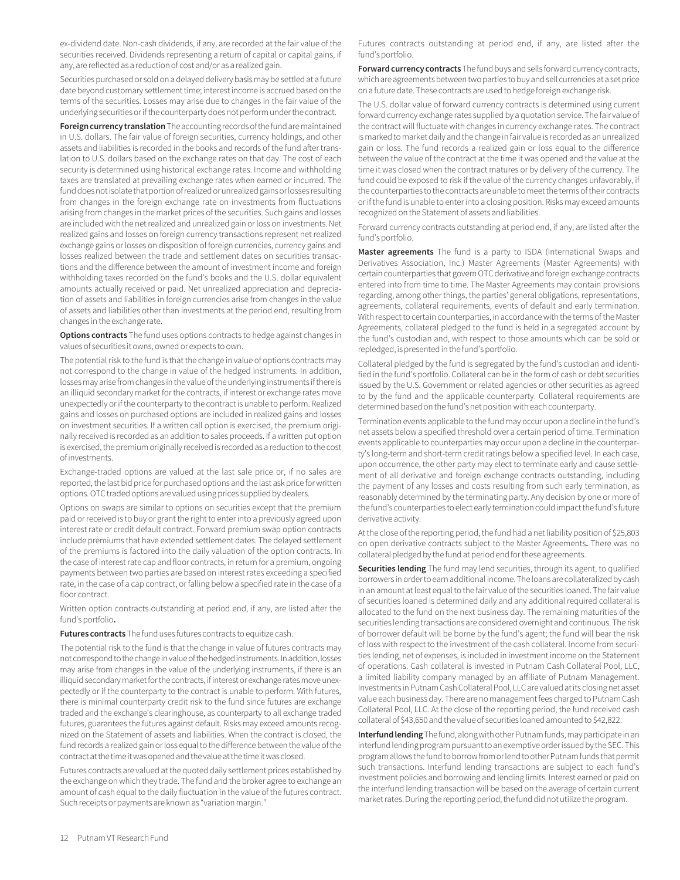ex-dividend date. Non-cash dividends, if any, are recorded at the fair value of the securities received. Dividends representing a return of capital or capital gains, if any, are reflected as a reduction of cost and/or as a realized gain.

Securities purchased or sold on a delayed delivery basis may be settled at a future date beyond customary settlement time; interest income is accrued based on the terms of the securities. Losses may arise due to changes in the fair value of the underlying securities or if the counterparty does not perform under the contract.

**Foreign currency translation** The accounting records of the fund are maintained in U.S. dollars. The fair value of foreign securities, currency holdings, and other assets and liabilities is recorded in the books and records of the fund after translation to U.S. dollars based on the exchange rates on that day. The cost of each security is determined using historical exchange rates. Income and withholding taxes are translated at prevailing exchange rates when earned or incurred. The fund does not isolate that portion of realized or unrealized gains or losses resulting from changes in the foreign exchange rate on investments from fluctuations arising from changes in the market prices of the securities. Such gains and losses are included with the net realized and unrealized gain or loss on investments. Net realized gains and losses on foreign currency transactions represent net realized exchange gains or losses on disposition of foreign currencies, currency gains and losses realized between the trade and settlement dates on securities transactions and the difference between the amount of investment income and foreign withholding taxes recorded on the fund's books and the U.S. dollar equivalent amounts actually received or paid. Net unrealized appreciation and depreciation of assets and liabilities in foreign currencies arise from changes in the value of assets and liabilities other than investments at the period end, resulting from changes in the exchange rate.

**Options contracts** The fund uses options contracts to hedge against changes in values of securities it owns, owned or expects to own.

The potential risk to the fund is that the change in value of options contracts may not correspond to the change in value of the hedged instruments. In addition, losses may arise from changes in the value of the underlying instruments if there is an illiquid secondary market for the contracts, if interest or exchange rates move unexpectedly or if the counterparty to the contract is unable to perform. Realized gains and losses on purchased options are included in realized gains and losses on investment securities. If a written call option is exercised, the premium originally received is recorded as an addition to sales proceeds. If a written put option is exercised, the premium originally received is recorded as a reduction to the cost of investments.

Exchange-traded options are valued at the last sale price or, if no sales are reported, the last bid price for purchased options and the last ask price for written options. OTC traded options are valued using prices supplied by dealers.

Options on swaps are similar to options on securities except that the premium paid or received is to buy or grant the right to enter into a previously agreed upon interest rate or credit default contract. Forward premium swap option contracts include premiums that have extended settlement dates. The delayed settlement of the premiums is factored into the daily valuation of the option contracts. In the case of interest rate cap and floor contracts, in return for a premium, ongoing payments between two parties are based on interest rates exceeding a specified rate, in the case of a cap contract, or falling below a specified rate in the case of a floor contract.

Written option contracts outstanding at period end, if any, are listed after the fund's portfolio.

**Futures contracts** The fund uses futures contracts to equitize cash.

The potential risk to the fund is that the change in value of futures contracts may not correspond to the change in value of the hedged instruments. In addition, losses may arise from changes in the value of the underlying instruments, if there is an illiquid secondary market for the contracts, if interest or exchange rates move unexpectedly or if the counterparty to the contract is unable to perform. With futures, there is minimal counterparty credit risk to the fund since futures are exchange traded and the exchange's clearinghouse, as counterparty to all exchange traded futures, guarantees the futures against default. Risks may exceed amounts recognized on the Statement of assets and liabilities. When the contract is closed, the fund records a realized gain or loss equal to the difference between the value of the contract at the time it was opened and the value at the time it was closed.

Futures contracts are valued at the quoted daily settlement prices established by the exchange on which they trade. The fund and the broker agree to exchange an amount of cash equal to the daily fluctuation in the value of the futures contract. Such receipts or payments are known as "variation margin."

Futures contracts outstanding at period end, if any, are listed after the fund's portfolio.

**Forward currency contracts** The fund buys and sells forward currency contracts, which are agreements between two parties to buy and sell currencies at a set price on a future date. These contracts are used to hedge foreign exchange risk.

The U.S. dollar value of forward currency contracts is determined using current forward currency exchange rates supplied by a quotation service. The fair value of the contract will fluctuate with changes in currency exchange rates. The contract is marked to market daily and the change in fair value is recorded as an unrealized gain or loss. The fund records a realized gain or loss equal to the difference between the value of the contract at the time it was opened and the value at the time it was closed when the contract matures or by delivery of the currency. The fund could be exposed to risk if the value of the currency changes unfavorably, if the counterparties to the contracts are unable to meet the terms of their contracts or if the fund is unable to enter into a closing position. Risks may exceed amounts recognized on the Statement of assets and liabilities.

Forward currency contracts outstanding at period end, if any, are listed after the fund's portfolio.

**Master agreements** The fund is a party to ISDA (International Swaps and Derivatives Association, Inc.) Master Agreements (Master Agreements) with certain counterparties that govern OTC derivative and foreign exchange contracts entered into from time to time. The Master Agreements may contain provisions regarding, among other things, the parties' general obligations, representations, agreements, collateral requirements, events of default and early termination. With respect to certain counterparties, in accordance with the terms of the Master Agreements, collateral pledged to the fund is held in a segregated account by the fund's custodian and, with respect to those amounts which can be sold or repledged, is presented in the fund's portfolio.

Collateral pledged by the fund is segregated by the fund's custodian and identified in the fund's portfolio. Collateral can be in the form of cash or debt securities issued by the U.S. Government or related agencies or other securities as agreed to by the fund and the applicable counterparty. Collateral requirements are determined based on the fund's net position with each counterparty.

Termination events applicable to the fund may occur upon a decline in the fund's net assets below a specified threshold over a certain period of time. Termination events applicable to counterparties may occur upon a decline in the counterparty's long-term and short-term credit ratings below a specified level. In each case, upon occurrence, the other party may elect to terminate early and cause settlement of all derivative and foreign exchange contracts outstanding, including the payment of any losses and costs resulting from such early termination, as reasonably determined by the terminating party. Any decision by one or more of the fund's counterparties to elect early termination could impact the fund's future derivative activity.

At the close of the reporting period, the fund had a net liability position of $25,803 on open derivative contracts subject to the Master Agreements**.** There was no collateral pledged by the fund at period end for these agreements.

**Securities lending** The fund may lend securities, through its agent, to qualified borrowers in order to earn additional income. The loans are collateralized by cash in an amount at least equal to the fair value of the securities loaned. The fair value of securities loaned is determined daily and any additional required collateral is allocated to the fund on the next business day. The remaining maturities of the securities lending transactions are considered overnight and continuous. The risk of borrower default will be borne by the fund's agent; the fund will bear the risk of loss with respect to the investment of the cash collateral. Income from securities lending, net of expenses, is included in investment income on the Statement of operations. Cash collateral is invested in Putnam Cash Collateral Pool, LLC, a limited liability company managed by an affiliate of Putnam Management. Investments in Putnam Cash Collateral Pool, LLC are valued at its closing net asset value each business day. There are no management fees charged to Putnam Cash Collateral Pool, LLC. At the close of the reporting period, the fund received cash collateral of $43,650 and the value of securities loaned amounted to $42,822.

**Interfund lending** The fund, along with other Putnam funds, may participate in an interfund lending program pursuant to an exemptive order issued by the SEC. This program allows the fund to borrow from or lend to other Putnam funds that permit such transactions. Interfund lending transactions are subject to each fund's investment policies and borrowing and lending limits. Interest earned or paid on the interfund lending transaction will be based on the average of certain current market rates. During the reporting period, the fund did not utilize the program.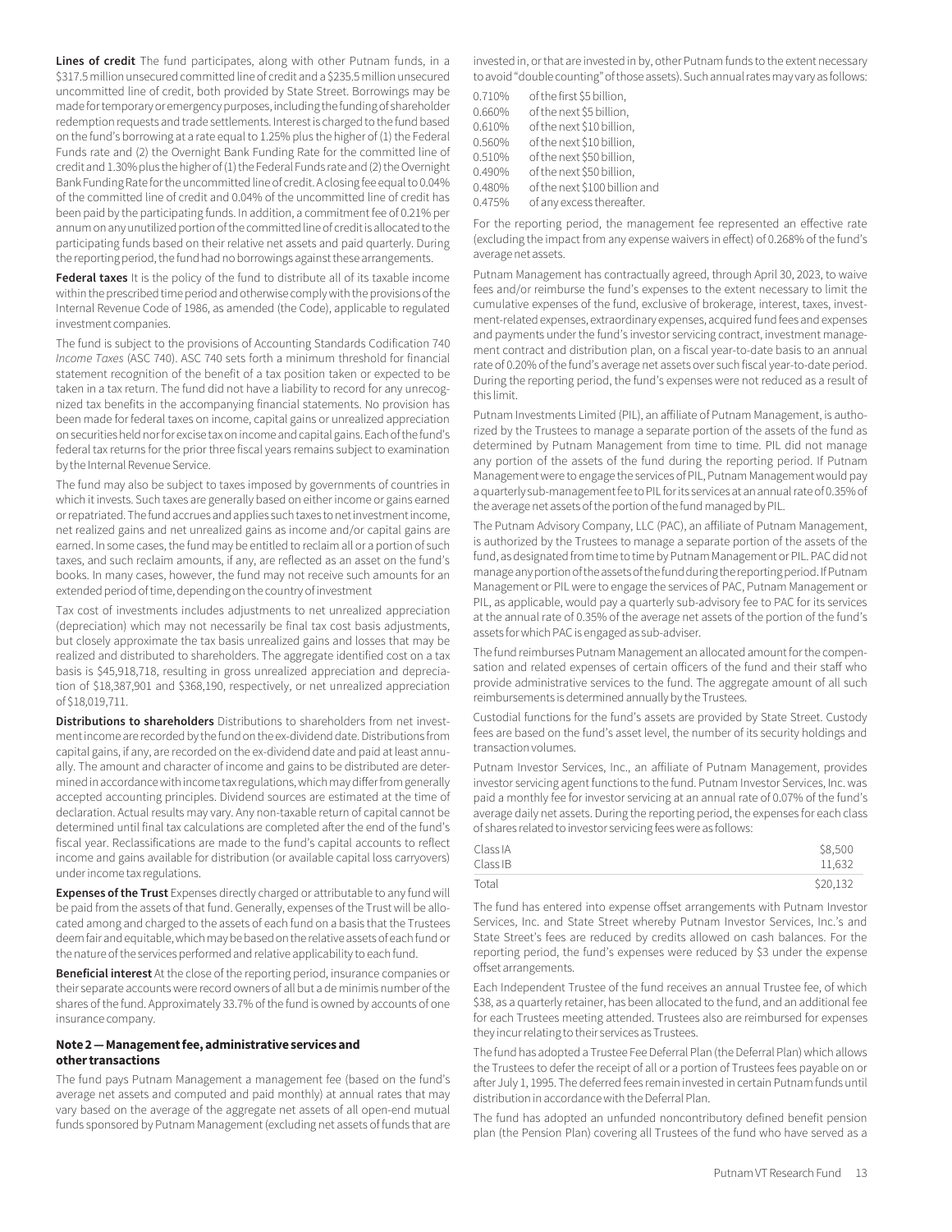**Lines of credit** The fund participates, along with other Putnam funds, in a $317.5 million unsecured committed line of credit and a $235.5 million unsecured uncommitted line of credit, both provided by State Street. Borrowings may be made for temporary or emergency purposes, including the funding of shareholder redemption requests and trade settlements. Interest is charged to the fund based on the fund's borrowing at a rate equal to 1.25% plus the higher of (1) the Federal Funds rate and (2) the Overnight Bank Funding Rate for the committed line of credit and 1.30% plus the higher of (1) the Federal Funds rate and (2) the Overnight Bank Funding Rate for the uncommitted line of credit. A closing fee equal to 0.04% of the committed line of credit and 0.04% of the uncommitted line of credit has been paid by the participating funds. In addition, a commitment fee of 0.21% per annum on any unutilized portion of the committed line of credit is allocated to the participating funds based on their relative net assets and paid quarterly. During the reporting period, the fund had no borrowings against these arrangements.

**Federal taxes** It is the policy of the fund to distribute all of its taxable income within the prescribed time period and otherwise comply with the provisions of the Internal Revenue Code of 1986, as amended (the Code), applicable to regulated investment companies.

The fund is subject to the provisions of Accounting Standards Codification 740 *Income Taxes* (ASC 740). ASC 740 sets forth a minimum threshold for financial statement recognition of the benefit of a tax position taken or expected to be taken in a tax return. The fund did not have a liability to record for any unrecognized tax benefits in the accompanying financial statements. No provision has been made for federal taxes on income, capital gains or unrealized appreciation on securities held nor for excise tax on income and capital gains. Each of the fund's federal tax returns for the prior three fiscal years remains subject to examination by the Internal Revenue Service.

The fund may also be subject to taxes imposed by governments of countries in which it invests. Such taxes are generally based on either income or gains earned or repatriated. The fund accrues and applies such taxes to net investment income, net realized gains and net unrealized gains as income and/or capital gains are earned. In some cases, the fund may be entitled to reclaim all or a portion of such taxes, and such reclaim amounts, if any, are reflected as an asset on the fund's books. In many cases, however, the fund may not receive such amounts for an extended period of time, depending on the country of investment

Tax cost of investments includes adjustments to net unrealized appreciation (depreciation) which may not necessarily be final tax cost basis adjustments, but closely approximate the tax basis unrealized gains and losses that may be realized and distributed to shareholders. The aggregate identified cost on a tax basis is $45,918,718, resulting in gross unrealized appreciation and depreciation of $18,387,901 and $368,190, respectively, or net unrealized appreciation of $18,019,711.

**Distributions to shareholders** Distributions to shareholders from net investment income are recorded by the fund on the ex-dividend date. Distributions from capital gains, if any, are recorded on the ex-dividend date and paid at least annually. The amount and character of income and gains to be distributed are determined in accordance with income tax regulations, which may differ from generally accepted accounting principles. Dividend sources are estimated at the time of declaration. Actual results may vary. Any non-taxable return of capital cannot be determined until final tax calculations are completed after the end of the fund's fiscal year. Reclassifications are made to the fund's capital accounts to reflect income and gains available for distribution (or available capital loss carryovers) under income tax regulations.

**Expenses of the Trust** Expenses directly charged or attributable to any fund will be paid from the assets of that fund. Generally, expenses of the Trust will be allocated among and charged to the assets of each fund on a basis that the Trustees deem fair and equitable, which may be based on the relative assets of each fund or the nature of the services performed and relative applicability to each fund.

**Beneficial interest** At the close of the reporting period, insurance companies or their separate accounts were record owners of all but a de minimis number of the shares of the fund. Approximately 33.7% of the fund is owned by accounts of one insurance company.

### Note 2 — Management fee, administrative services and other transactions

The fund pays Putnam Management a management fee (based on the fund's average net assets and computed and paid monthly) at annual rates that may vary based on the average of the aggregate net assets of all open-end mutual funds sponsored by Putnam Management (excluding net assets of funds that are invested in, or that are invested in by, other Putnam funds to the extent necessary to avoid "double counting" of those assets). Such annual rates may vary as follows:

| | |
|---|---|
| 0.710% | of the first $5 billion, |
| 0.660% | of the next $5 billion, |
| 0.610% | of the next $10 billion, |
| 0.560% | of the next $10 billion, |
| 0.510% | of the next $50 billion, |
| 0.490% | of the next $50 billion, |
| 0.480% | of the next $100 billion and |
| 0.475% | of any excess thereafter. |

For the reporting period, the management fee represented an effective rate (excluding the impact from any expense waivers in effect) of 0.268% of the fund's average net assets.

Putnam Management has contractually agreed, through April 30, 2023, to waive fees and/or reimburse the fund's expenses to the extent necessary to limit the cumulative expenses of the fund, exclusive of brokerage, interest, taxes, investment-related expenses, extraordinary expenses, acquired fund fees and expenses and payments under the fund's investor servicing contract, investment management contract and distribution plan, on a fiscal year-to-date basis to an annual rate of 0.20% of the fund's average net assets over such fiscal year-to-date period. During the reporting period, the fund's expenses were not reduced as a result of this limit.

Putnam Investments Limited (PIL), an affiliate of Putnam Management, is authorized by the Trustees to manage a separate portion of the assets of the fund as determined by Putnam Management from time to time. PIL did not manage any portion of the assets of the fund during the reporting period. If Putnam Management were to engage the services of PIL, Putnam Management would pay a quarterly sub-management fee to PIL for its services at an annual rate of 0.35% of the average net assets of the portion of the fund managed by PIL.

The Putnam Advisory Company, LLC (PAC), an affiliate of Putnam Management, is authorized by the Trustees to manage a separate portion of the assets of the fund, as designated from time to time by Putnam Management or PIL. PAC did not manage any portion of the assets of the fund during the reporting period. If Putnam Management or PIL were to engage the services of PAC, Putnam Management or PIL, as applicable, would pay a quarterly sub-advisory fee to PAC for its services at the annual rate of 0.35% of the average net assets of the portion of the fund's assets for which PAC is engaged as sub-adviser.

The fund reimburses Putnam Management an allocated amount for the compensation and related expenses of certain officers of the fund and their staff who provide administrative services to the fund. The aggregate amount of all such reimbursements is determined annually by the Trustees.

Custodial functions for the fund's assets are provided by State Street. Custody fees are based on the fund's asset level, the number of its security holdings and transaction volumes.

Putnam Investor Services, Inc., an affiliate of Putnam Management, provides investor servicing agent functions to the fund. Putnam Investor Services, Inc. was paid a monthly fee for investor servicing at an annual rate of 0.07% of the fund's average daily net assets. During the reporting period, the expenses for each class of shares related to investor servicing fees were as follows:

| | |
|---|---|
| Class IA | $8,500 |
| Class IB | 11,632 |
| Total | $20,132 |

The fund has entered into expense offset arrangements with Putnam Investor Services, Inc. and State Street whereby Putnam Investor Services, Inc.'s and State Street's fees are reduced by credits allowed on cash balances. For the reporting period, the fund's expenses were reduced by $3 under the expense offset arrangements.

Each Independent Trustee of the fund receives an annual Trustee fee, of which $38, as a quarterly retainer, has been allocated to the fund, and an additional fee for each Trustees meeting attended. Trustees also are reimbursed for expenses they incur relating to their services as Trustees.

The fund has adopted a Trustee Fee Deferral Plan (the Deferral Plan) which allows the Trustees to defer the receipt of all or a portion of Trustees fees payable on or after July 1, 1995. The deferred fees remain invested in certain Putnam funds until distribution in accordance with the Deferral Plan.

The fund has adopted an unfunded noncontributory defined benefit pension plan (the Pension Plan) covering all Trustees of the fund who have served as a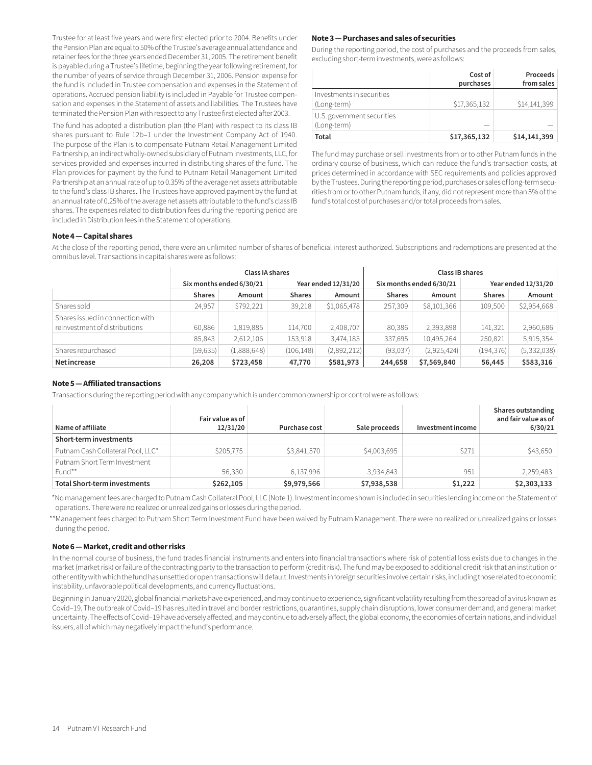Trustee for at least five years and were first elected prior to 2004. Benefits under the Pension Plan are equal to 50% of the Trustee's average annual attendance and retainer fees for the three years ended December 31, 2005. The retirement benefit is payable during a Trustee's lifetime, beginning the year following retirement, for the number of years of service through December 31, 2006. Pension expense for the fund is included in Trustee compensation and expenses in the Statement of operations. Accrued pension liability is included in Payable for Trustee compensation and expenses in the Statement of assets and liabilities. The Trustees have terminated the Pension Plan with respect to any Trustee first elected after 2003.

The fund has adopted a distribution plan (the Plan) with respect to its class IB shares pursuant to Rule 12b–1 under the Investment Company Act of 1940. The purpose of the Plan is to compensate Putnam Retail Management Limited Partnership, an indirect wholly-owned subsidiary of Putnam Investments, LLC, for services provided and expenses incurred in distributing shares of the fund. The Plan provides for payment by the fund to Putnam Retail Management Limited Partnership at an annual rate of up to 0.35% of the average net assets attributable to the fund's class IB shares. The Trustees have approved payment by the fund at an annual rate of 0.25% of the average net assets attributable to the fund's class IB shares. The expenses related to distribution fees during the reporting period are included in Distribution fees in the Statement of operations.

### Note 3 — Purchases and sales of securities

During the reporting period, the cost of purchases and the proceeds from sales, excluding short-term investments, were as follows:

| | Cost of purchases | Proceeds from sales |
|---|---|---|
| Investments in securities (Long-term) | $17,365,132 | $14,141,399 |
| U.S. government securities (Long-term) | — | — |
| **Total** | **$17,365,132** | **$14,141,399** |

The fund may purchase or sell investments from or to other Putnam funds in the ordinary course of business, which can reduce the fund's transaction costs, at prices determined in accordance with SEC requirements and policies approved by the Trustees. During the reporting period, purchases or sales of long-term securities from or to other Putnam funds, if any, did not represent more than 5% of the fund's total cost of purchases and/or total proceeds from sales.

### Note 4 — Capital shares

At the close of the reporting period, there were an unlimited number of shares of beneficial interest authorized. Subscriptions and redemptions are presented at the omnibus level. Transactions in capital shares were as follows:

| | Class IA shares | | | | Class IB shares | | | |
|---|---|---|---|---|---|---|---|---|
| | Six months ended 6/30/21 | | Year ended 12/31/20 | | Six months ended 6/30/21 | | Year ended 12/31/20 | |
| | Shares | Amount | Shares | Amount | Shares | Amount | Shares | Amount |
| Shares sold | 24,957 | $792,221 | 39,218 | $1,065,478 | 257,309 | $8,101,366 | 109,500 | $2,954,668 |
| Shares issued in connection with reinvestment of distributions | 60,886 | 1,819,885 | 114,700 | 2,408,707 | 80,386 | 2,393,898 | 141,321 | 2,960,686 |
| | 85,843 | 2,612,106 | 153,918 | 3,474,185 | 337,695 | 10,495,264 | 250,821 | 5,915,354 |
| Shares repurchased | (59,635) | (1,888,648) | (106,148) | (2,892,212) | (93,037) | (2,925,424) | (194,376) | (5,332,038) |
| **Net increase** | **26,208** | **$723,458** | **47,770** | **$581,973** | **244,658** | **$7,569,840** | **56,445** | **$583,316** |

### Note 5 — Affiliated transactions

Transactions during the reporting period with any company which is under common ownership or control were as follows:

| Name of affiliate | Fair value as of 12/31/20 | Purchase cost | Sale proceeds | Investment income | Shares outstanding and fair value as of 6/30/21 |
|---|---|---|---|---|---|
| **Short-term investments** | | | | | |
| Putnam Cash Collateral Pool, LLC* | $205,775 | $3,841,570 | $4,003,695 | $271 | $43,650 |
| Putnam Short Term Investment Fund** | 56,330 | 6,137,996 | 3,934,843 | 951 | 2,259,483 |
| **Total Short-term investments** | **$262,105** | **$9,979,566** | **$7,938,538** | **$1,222** | **$2,303,133** |

*No management fees are charged to Putnam Cash Collateral Pool, LLC (Note 1). Investment income shown is included in securities lending income on the Statement of operations. There were no realized or unrealized gains or losses during the period.

**Management fees charged to Putnam Short Term Investment Fund have been waived by Putnam Management. There were no realized or unrealized gains or losses during the period.

### Note 6 — Market, credit and other risks

In the normal course of business, the fund trades financial instruments and enters into financial transactions where risk of potential loss exists due to changes in the market (market risk) or failure of the contracting party to the transaction to perform (credit risk). The fund may be exposed to additional credit risk that an institution or other entity with which the fund has unsettled or open transactions will default. Investments in foreign securities involve certain risks, including those related to economic instability, unfavorable political developments, and currency fluctuations.

Beginning in January 2020, global financial markets have experienced, and may continue to experience, significant volatility resulting from the spread of a virus known as Covid–19. The outbreak of Covid–19 has resulted in travel and border restrictions, quarantines, supply chain disruptions, lower consumer demand, and general market uncertainty. The effects of Covid–19 have adversely affected, and may continue to adversely affect, the global economy, the economies of certain nations, and individual issuers, all of which may negatively impact the fund's performance.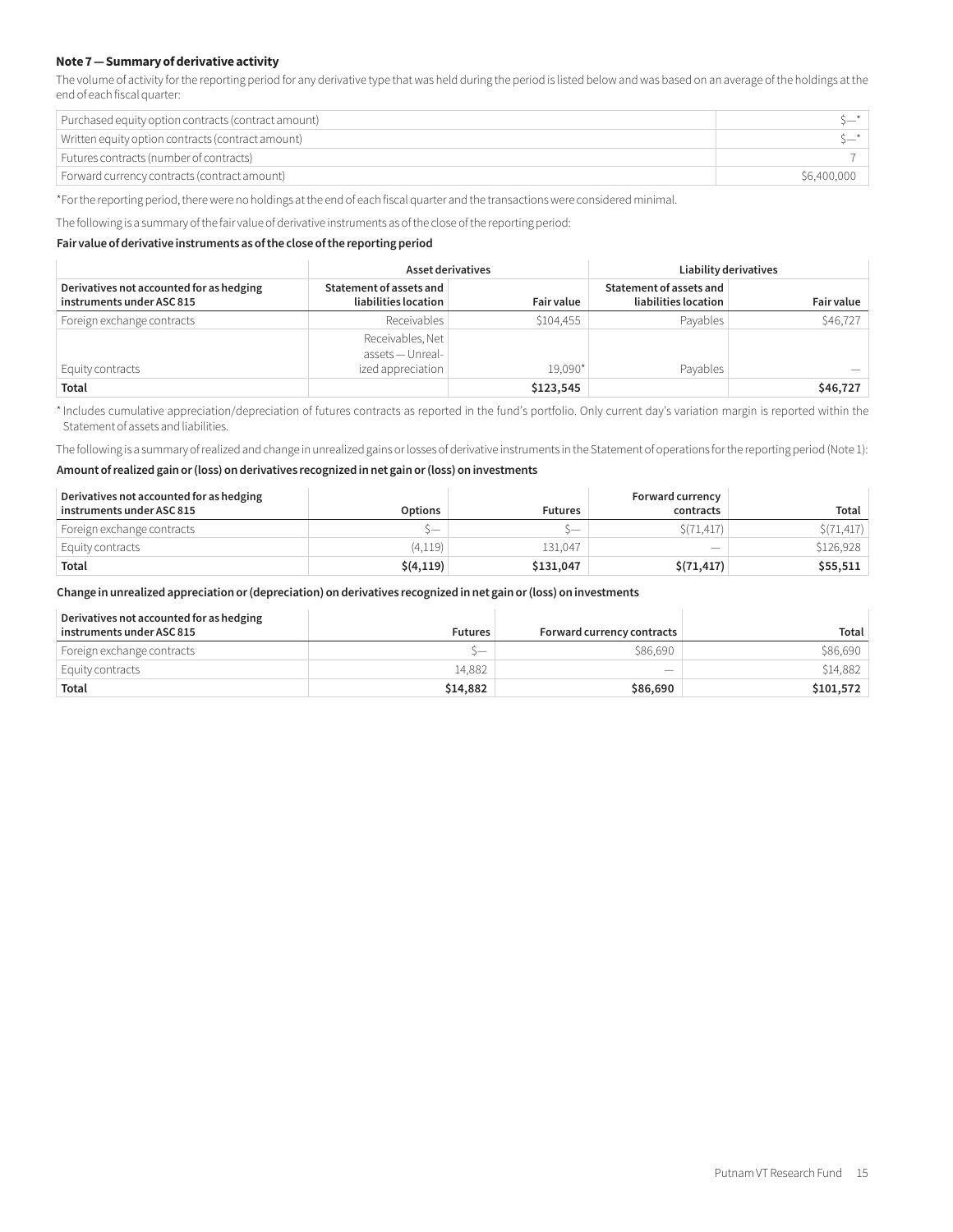### Note 7 — Summary of derivative activity

The volume of activity for the reporting period for any derivative type that was held during the period is listed below and was based on an average of the holdings at the end of each fiscal quarter:

| | |
|---|---|
| Purchased equity option contracts (contract amount) | $—* |
| Written equity option contracts (contract amount) | $—* |
| Futures contracts (number of contracts) | 7 |
| Forward currency contracts (contract amount) | $6,400,000 |

*For the reporting period, there were no holdings at the end of each fiscal quarter and the transactions were considered minimal.

The following is a summary of the fair value of derivative instruments as of the close of the reporting period:

**Fair value of derivative instruments as of the close of the reporting period**

| | Asset derivatives | | Liability derivatives | |
|---|---|---|---|---|
| **Derivatives not accounted for as hedging instruments under ASC 815** | **Statement of assets and liabilities location** | **Fair value** | **Statement of assets and liabilities location** | **Fair value** |
| Foreign exchange contracts | Receivables | $104,455 | Payables | $46,727 |
| Equity contracts | Receivables, Net assets — Unrealized appreciation | 19,090* | Payables | — |
| **Total** | | **$123,545** | | **$46,727** |

* Includes cumulative appreciation/depreciation of futures contracts as reported in the fund's portfolio. Only current day's variation margin is reported within the Statement of assets and liabilities.

The following is a summary of realized and change in unrealized gains or losses of derivative instruments in the Statement of operations for the reporting period (Note 1):

**Amount of realized gain or (loss) on derivatives recognized in net gain or (loss) on investments**

| Derivatives not accounted for as hedging instruments under ASC 815 | Options | Futures | Forward currency contracts | Total |
|---|---|---|---|---|
| Foreign exchange contracts | $— | $— | $(71,417) | $(71,417) |
| Equity contracts | (4,119) | 131,047 | — | $126,928 |
| **Total** | **$(4,119)** | **$131,047** | **$(71,417)** | **$55,511** |

**Change in unrealized appreciation or (depreciation) on derivatives recognized in net gain or (loss) on investments**

| Derivatives not accounted for as hedging instruments under ASC 815 | Futures | Forward currency contracts | Total |
|---|---|---|---|
| Foreign exchange contracts | $— | $86,690 | $86,690 |
| Equity contracts | 14,882 | — | $14,882 |
| **Total** | **$14,882** | **$86,690** | **$101,572** |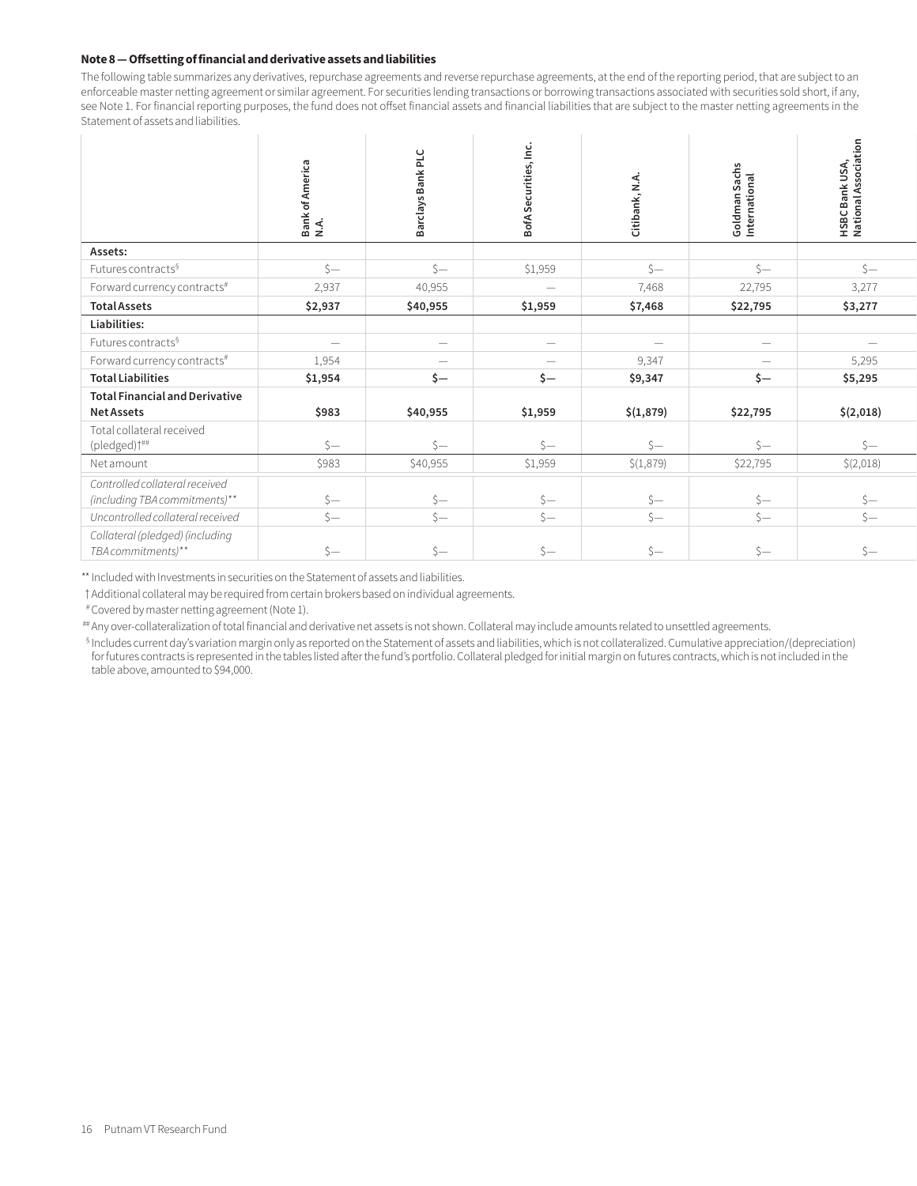**Note 8 — Offsetting of financial and derivative assets and liabilities**

The following table summarizes any derivatives, repurchase agreements and reverse repurchase agreements, at the end of the reporting period, that are subject to an enforceable master netting agreement or similar agreement. For securities lending transactions or borrowing transactions associated with securities sold short, if any, see Note 1. For financial reporting purposes, the fund does not offset financial assets and financial liabilities that are subject to the master netting agreements in the Statement of assets and liabilities.

| | Bank of America N.A. | Barclays Bank PLC | BofA Securities, Inc. | Citibank, N.A. | Goldman Sachs International | HSBC Bank USA, National Association |
|---|---|---|---|---|---|---|
| **Assets:** | | | | | | |
| Futures contracts§ | $— | $— | $1,959 | $— | $— | $— |
| Forward currency contracts# | 2,937 | 40,955 | — | 7,468 | 22,795 | 3,277 |
| **Total Assets** | **$2,937** | **$40,955** | **$1,959** | **$7,468** | **$22,795** | **$3,277** |
| **Liabilities:** | | | | | | |
| Futures contracts§ | — | — | — | — | — | — |
| Forward currency contracts# | 1,954 | — | — | 9,347 | — | 5,295 |
| **Total Liabilities** | **$1,954** | **$—** | **$—** | **$9,347** | **$—** | **$5,295** |
| **Total Financial and Derivative Net Assets** | **$983** | **$40,955** | **$1,959** | **$(1,879)** | **$22,795** | **$(2,018)** |
| Total collateral received (pledged)†## | $— | $— | $— | $— | $— | $— |
| Net amount | $983 | $40,955 | $1,959 | $(1,879) | $22,795 | $(2,018) |
| *Controlled collateral received (including TBA commitments)*** | $— | $— | $— | $— | $— | $— |
| *Uncontrolled collateral received* | $— | $— | $— | $— | $— | $— |
| *Collateral (pledged) (including TBA commitments)*** | $— | $— | $— | $— | $— | $— |

** Included with Investments in securities on the Statement of assets and liabilities.

† Additional collateral may be required from certain brokers based on individual agreements.

# Covered by master netting agreement (Note 1).

## Any over-collateralization of total financial and derivative net assets is not shown. Collateral may include amounts related to unsettled agreements.

§ Includes current day's variation margin only as reported on the Statement of assets and liabilities, which is not collateralized. Cumulative appreciation/(depreciation) for futures contracts is represented in the tables listed after the fund's portfolio. Collateral pledged for initial margin on futures contracts, which is not included in the table above, amounted to $94,000.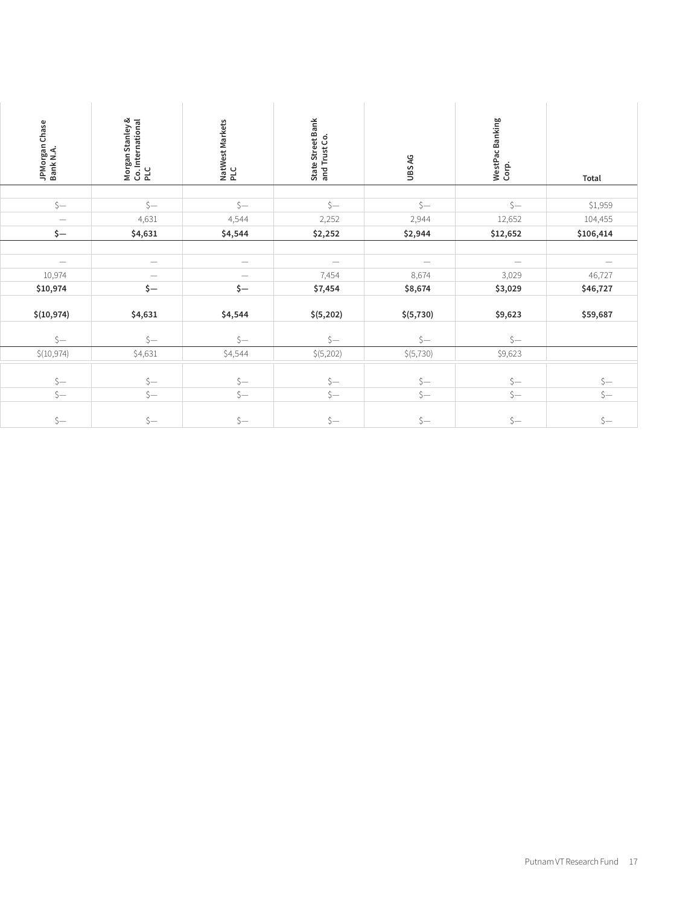| JPMorgan Chase Bank N.A. | Morgan Stanley & Co. International PLC | NatWest Markets PLC | State Street Bank and Trust Co. | UBS AG | WestPac Banking Corp. | Total |
|---|---|---|---|---|---|---|
| | | | | | | |
| $— | $— | $— | $— | $— | $— | $1,959 |
| — | 4,631 | 4,544 | 2,252 | 2,944 | 12,652 | 104,455 |
| **$—** | **$4,631** | **$4,544** | **$2,252** | **$2,944** | **$12,652** | **$106,414** |
| | | | | | | |
| — | — | — | — | — | — | — |
| 10,974 | — | — | 7,454 | 8,674 | 3,029 | 46,727 |
| **$10,974** | **$—** | **$—** | **$7,454** | **$8,674** | **$3,029** | **$46,727** |
| **$(10,974)** | **$4,631** | **$4,544** | **$(5,202)** | **$(5,730)** | **$9,623** | **$59,687** |
| $— | $— | $— | $— | $— | $— | |
| $(10,974) | $4,631 | $4,544 | $(5,202) | $(5,730) | $9,623 | |
| | | | | | | |
| $— | $— | $— | $— | $— | $— | $— |
| $— | $— | $— | $— | $— | $— | $— |
| $— | $— | $— | $— | $— | $— | $— |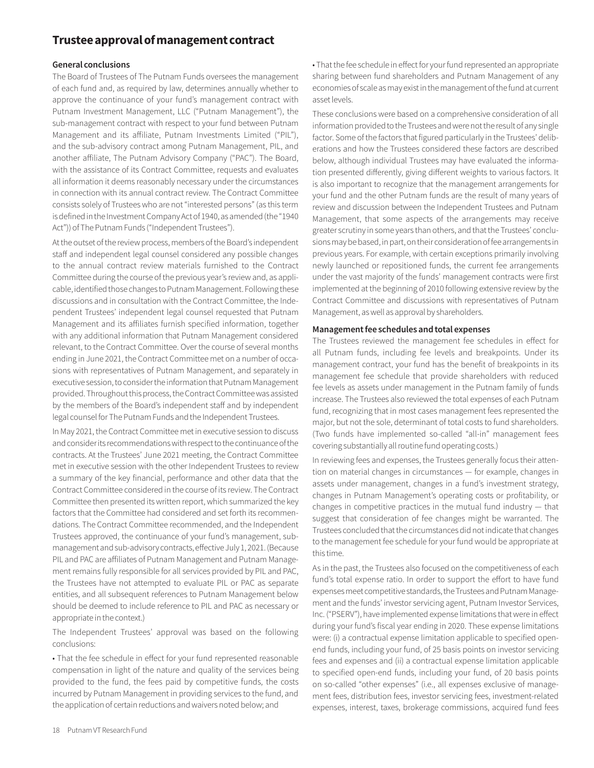# Trustee approval of management contract

### General conclusions

The Board of Trustees of The Putnam Funds oversees the management of each fund and, as required by law, determines annually whether to approve the continuance of your fund's management contract with Putnam Investment Management, LLC ("Putnam Management"), the sub-management contract with respect to your fund between Putnam Management and its affiliate, Putnam Investments Limited ("PIL"), and the sub-advisory contract among Putnam Management, PIL, and another affiliate, The Putnam Advisory Company ("PAC"). The Board, with the assistance of its Contract Committee, requests and evaluates all information it deems reasonably necessary under the circumstances in connection with its annual contract review. The Contract Committee consists solely of Trustees who are not "interested persons" (as this term is defined in the Investment Company Act of 1940, as amended (the "1940 Act")) of The Putnam Funds ("Independent Trustees").

At the outset of the review process, members of the Board's independent staff and independent legal counsel considered any possible changes to the annual contract review materials furnished to the Contract Committee during the course of the previous year's review and, as applicable, identified those changes to Putnam Management. Following these discussions and in consultation with the Contract Committee, the Independent Trustees' independent legal counsel requested that Putnam Management and its affiliates furnish specified information, together with any additional information that Putnam Management considered relevant, to the Contract Committee. Over the course of several months ending in June 2021, the Contract Committee met on a number of occasions with representatives of Putnam Management, and separately in executive session, to consider the information that Putnam Management provided. Throughout this process, the Contract Committee was assisted by the members of the Board's independent staff and by independent legal counsel for The Putnam Funds and the Independent Trustees.

In May 2021, the Contract Committee met in executive session to discuss and consider its recommendations with respect to the continuance of the contracts. At the Trustees' June 2021 meeting, the Contract Committee met in executive session with the other Independent Trustees to review a summary of the key financial, performance and other data that the Contract Committee considered in the course of its review. The Contract Committee then presented its written report, which summarized the key factors that the Committee had considered and set forth its recommendations. The Contract Committee recommended, and the Independent Trustees approved, the continuance of your fund's management, sub-management and sub-advisory contracts, effective July 1, 2021. (Because PIL and PAC are affiliates of Putnam Management and Putnam Management remains fully responsible for all services provided by PIL and PAC, the Trustees have not attempted to evaluate PIL or PAC as separate entities, and all subsequent references to Putnam Management below should be deemed to include reference to PIL and PAC as necessary or appropriate in the context.)

The Independent Trustees' approval was based on the following conclusions:

- That the fee schedule in effect for your fund represented reasonable compensation in light of the nature and quality of the services being provided to the fund, the fees paid by competitive funds, the costs incurred by Putnam Management in providing services to the fund, and the application of certain reductions and waivers noted below; and
- That the fee schedule in effect for your fund represented an appropriate sharing between fund shareholders and Putnam Management of any economies of scale as may exist in the management of the fund at current asset levels.

These conclusions were based on a comprehensive consideration of all information provided to the Trustees and were not the result of any single factor. Some of the factors that figured particularly in the Trustees' deliberations and how the Trustees considered these factors are described below, although individual Trustees may have evaluated the information presented differently, giving different weights to various factors. It is also important to recognize that the management arrangements for your fund and the other Putnam funds are the result of many years of review and discussion between the Independent Trustees and Putnam Management, that some aspects of the arrangements may receive greater scrutiny in some years than others, and that the Trustees' conclusions may be based, in part, on their consideration of fee arrangements in previous years. For example, with certain exceptions primarily involving newly launched or repositioned funds, the current fee arrangements under the vast majority of the funds' management contracts were first implemented at the beginning of 2010 following extensive review by the Contract Committee and discussions with representatives of Putnam Management, as well as approval by shareholders.

### Management fee schedules and total expenses

The Trustees reviewed the management fee schedules in effect for all Putnam funds, including fee levels and breakpoints. Under its management contract, your fund has the benefit of breakpoints in its management fee schedule that provide shareholders with reduced fee levels as assets under management in the Putnam family of funds increase. The Trustees also reviewed the total expenses of each Putnam fund, recognizing that in most cases management fees represented the major, but not the sole, determinant of total costs to fund shareholders. (Two funds have implemented so-called "all-in" management fees covering substantially all routine fund operating costs.)

In reviewing fees and expenses, the Trustees generally focus their attention on material changes in circumstances — for example, changes in assets under management, changes in a fund's investment strategy, changes in Putnam Management's operating costs or profitability, or changes in competitive practices in the mutual fund industry — that suggest that consideration of fee changes might be warranted. The Trustees concluded that the circumstances did not indicate that changes to the management fee schedule for your fund would be appropriate at this time.

As in the past, the Trustees also focused on the competitiveness of each fund's total expense ratio. In order to support the effort to have fund expenses meet competitive standards, the Trustees and Putnam Management and the funds' investor servicing agent, Putnam Investor Services, Inc. ("PSERV"), have implemented expense limitations that were in effect during your fund's fiscal year ending in 2020. These expense limitations were: (i) a contractual expense limitation applicable to specified open-end funds, including your fund, of 25 basis points on investor servicing fees and expenses and (ii) a contractual expense limitation applicable to specified open-end funds, including your fund, of 20 basis points on so-called "other expenses" (i.e., all expenses exclusive of management fees, distribution fees, investor servicing fees, investment-related expenses, interest, taxes, brokerage commissions, acquired fund fees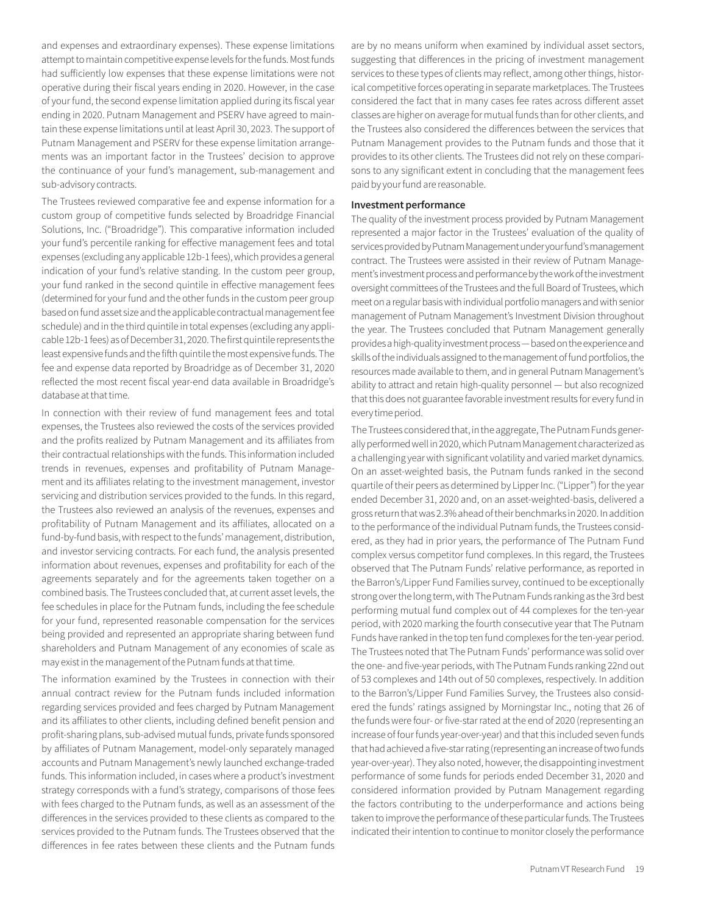and expenses and extraordinary expenses). These expense limitations attempt to maintain competitive expense levels for the funds. Most funds had sufficiently low expenses that these expense limitations were not operative during their fiscal years ending in 2020. However, in the case of your fund, the second expense limitation applied during its fiscal year ending in 2020. Putnam Management and PSERV have agreed to maintain these expense limitations until at least April 30, 2023. The support of Putnam Management and PSERV for these expense limitation arrangements was an important factor in the Trustees' decision to approve the continuance of your fund's management, sub-management and sub-advisory contracts.

The Trustees reviewed comparative fee and expense information for a custom group of competitive funds selected by Broadridge Financial Solutions, Inc. ("Broadridge"). This comparative information included your fund's percentile ranking for effective management fees and total expenses (excluding any applicable 12b-1 fees), which provides a general indication of your fund's relative standing. In the custom peer group, your fund ranked in the second quintile in effective management fees (determined for your fund and the other funds in the custom peer group based on fund asset size and the applicable contractual management fee schedule) and in the third quintile in total expenses (excluding any applicable 12b-1 fees) as of December 31, 2020. The first quintile represents the least expensive funds and the fifth quintile the most expensive funds. The fee and expense data reported by Broadridge as of December 31, 2020 reflected the most recent fiscal year-end data available in Broadridge's database at that time.

In connection with their review of fund management fees and total expenses, the Trustees also reviewed the costs of the services provided and the profits realized by Putnam Management and its affiliates from their contractual relationships with the funds. This information included trends in revenues, expenses and profitability of Putnam Management and its affiliates relating to the investment management, investor servicing and distribution services provided to the funds. In this regard, the Trustees also reviewed an analysis of the revenues, expenses and profitability of Putnam Management and its affiliates, allocated on a fund-by-fund basis, with respect to the funds' management, distribution, and investor servicing contracts. For each fund, the analysis presented information about revenues, expenses and profitability for each of the agreements separately and for the agreements taken together on a combined basis. The Trustees concluded that, at current asset levels, the fee schedules in place for the Putnam funds, including the fee schedule for your fund, represented reasonable compensation for the services being provided and represented an appropriate sharing between fund shareholders and Putnam Management of any economies of scale as may exist in the management of the Putnam funds at that time.

The information examined by the Trustees in connection with their annual contract review for the Putnam funds included information regarding services provided and fees charged by Putnam Management and its affiliates to other clients, including defined benefit pension and profit-sharing plans, sub-advised mutual funds, private funds sponsored by affiliates of Putnam Management, model-only separately managed accounts and Putnam Management's newly launched exchange-traded funds. This information included, in cases where a product's investment strategy corresponds with a fund's strategy, comparisons of those fees with fees charged to the Putnam funds, as well as an assessment of the differences in the services provided to these clients as compared to the services provided to the Putnam funds. The Trustees observed that the differences in fee rates between these clients and the Putnam funds are by no means uniform when examined by individual asset sectors, suggesting that differences in the pricing of investment management services to these types of clients may reflect, among other things, historical competitive forces operating in separate marketplaces. The Trustees considered the fact that in many cases fee rates across different asset classes are higher on average for mutual funds than for other clients, and the Trustees also considered the differences between the services that Putnam Management provides to the Putnam funds and those that it provides to its other clients. The Trustees did not rely on these comparisons to any significant extent in concluding that the management fees paid by your fund are reasonable.

**Investment performance**

The quality of the investment process provided by Putnam Management represented a major factor in the Trustees' evaluation of the quality of services provided by Putnam Management under your fund's management contract. The Trustees were assisted in their review of Putnam Management's investment process and performance by the work of the investment oversight committees of the Trustees and the full Board of Trustees, which meet on a regular basis with individual portfolio managers and with senior management of Putnam Management's Investment Division throughout the year. The Trustees concluded that Putnam Management generally provides a high-quality investment process — based on the experience and skills of the individuals assigned to the management of fund portfolios, the resources made available to them, and in general Putnam Management's ability to attract and retain high-quality personnel — but also recognized that this does not guarantee favorable investment results for every fund in every time period.

The Trustees considered that, in the aggregate, The Putnam Funds generally performed well in 2020, which Putnam Management characterized as a challenging year with significant volatility and varied market dynamics. On an asset-weighted basis, the Putnam funds ranked in the second quartile of their peers as determined by Lipper Inc. ("Lipper") for the year ended December 31, 2020 and, on an asset-weighted-basis, delivered a gross return that was 2.3% ahead of their benchmarks in 2020. In addition to the performance of the individual Putnam funds, the Trustees considered, as they had in prior years, the performance of The Putnam Fund complex versus competitor fund complexes. In this regard, the Trustees observed that The Putnam Funds' relative performance, as reported in the Barron's/Lipper Fund Families survey, continued to be exceptionally strong over the long term, with The Putnam Funds ranking as the 3rd best performing mutual fund complex out of 44 complexes for the ten-year period, with 2020 marking the fourth consecutive year that The Putnam Funds have ranked in the top ten fund complexes for the ten-year period. The Trustees noted that The Putnam Funds' performance was solid over the one- and five-year periods, with The Putnam Funds ranking 22nd out of 53 complexes and 14th out of 50 complexes, respectively. In addition to the Barron's/Lipper Fund Families Survey, the Trustees also considered the funds' ratings assigned by Morningstar Inc., noting that 26 of the funds were four- or five-star rated at the end of 2020 (representing an increase of four funds year-over-year) and that this included seven funds that had achieved a five-star rating (representing an increase of two funds year-over-year). They also noted, however, the disappointing investment performance of some funds for periods ended December 31, 2020 and considered information provided by Putnam Management regarding the factors contributing to the underperformance and actions being taken to improve the performance of these particular funds. The Trustees indicated their intention to continue to monitor closely the performance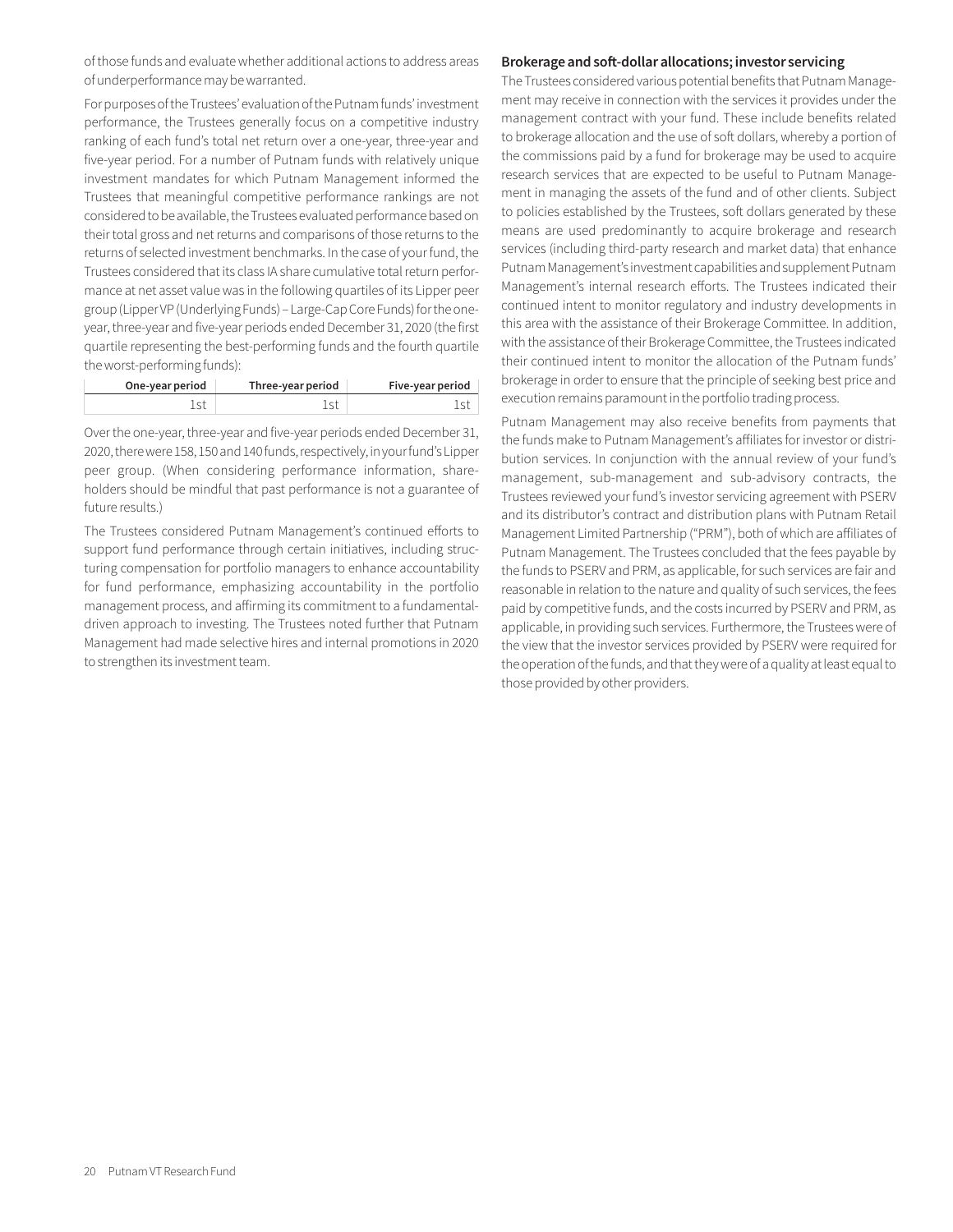of those funds and evaluate whether additional actions to address areas of underperformance may be warranted.

For purposes of the Trustees' evaluation of the Putnam funds' investment performance, the Trustees generally focus on a competitive industry ranking of each fund's total net return over a one-year, three-year and five-year period. For a number of Putnam funds with relatively unique investment mandates for which Putnam Management informed the Trustees that meaningful competitive performance rankings are not considered to be available, the Trustees evaluated performance based on their total gross and net returns and comparisons of those returns to the returns of selected investment benchmarks. In the case of your fund, the Trustees considered that its class IA share cumulative total return performance at net asset value was in the following quartiles of its Lipper peer group (Lipper VP (Underlying Funds) – Large-Cap Core Funds) for the one-year, three-year and five-year periods ended December 31, 2020 (the first quartile representing the best-performing funds and the fourth quartile the worst-performing funds):

| One-year period | Three-year period | Five-year period |
|---|---|---|
| 1st | 1st | 1st |

Over the one-year, three-year and five-year periods ended December 31, 2020, there were 158, 150 and 140 funds, respectively, in your fund's Lipper peer group. (When considering performance information, shareholders should be mindful that past performance is not a guarantee of future results.)

The Trustees considered Putnam Management's continued efforts to support fund performance through certain initiatives, including structuring compensation for portfolio managers to enhance accountability for fund performance, emphasizing accountability in the portfolio management process, and affirming its commitment to a fundamental-driven approach to investing. The Trustees noted further that Putnam Management had made selective hires and internal promotions in 2020 to strengthen its investment team.

**Brokerage and soft-dollar allocations; investor servicing**

The Trustees considered various potential benefits that Putnam Management may receive in connection with the services it provides under the management contract with your fund. These include benefits related to brokerage allocation and the use of soft dollars, whereby a portion of the commissions paid by a fund for brokerage may be used to acquire research services that are expected to be useful to Putnam Management in managing the assets of the fund and of other clients. Subject to policies established by the Trustees, soft dollars generated by these means are used predominantly to acquire brokerage and research services (including third-party research and market data) that enhance Putnam Management's investment capabilities and supplement Putnam Management's internal research efforts. The Trustees indicated their continued intent to monitor regulatory and industry developments in this area with the assistance of their Brokerage Committee. In addition, with the assistance of their Brokerage Committee, the Trustees indicated their continued intent to monitor the allocation of the Putnam funds' brokerage in order to ensure that the principle of seeking best price and execution remains paramount in the portfolio trading process.

Putnam Management may also receive benefits from payments that the funds make to Putnam Management's affiliates for investor or distribution services. In conjunction with the annual review of your fund's management, sub-management and sub-advisory contracts, the Trustees reviewed your fund's investor servicing agreement with PSERV and its distributor's contract and distribution plans with Putnam Retail Management Limited Partnership ("PRM"), both of which are affiliates of Putnam Management. The Trustees concluded that the fees payable by the funds to PSERV and PRM, as applicable, for such services are fair and reasonable in relation to the nature and quality of such services, the fees paid by competitive funds, and the costs incurred by PSERV and PRM, as applicable, in providing such services. Furthermore, the Trustees were of the view that the investor services provided by PSERV were required for the operation of the funds, and that they were of a quality at least equal to those provided by other providers.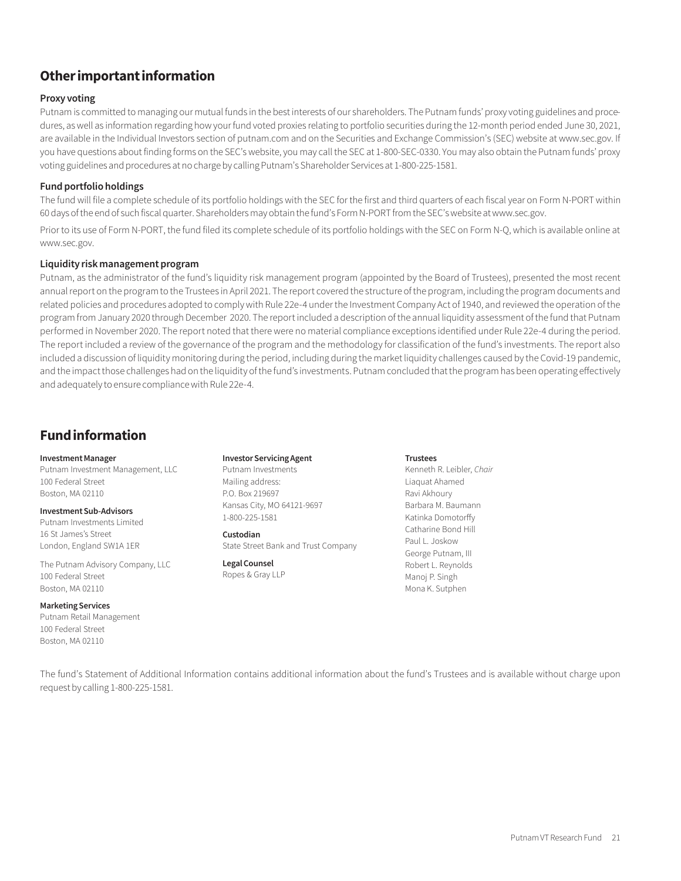## Other important information

### Proxy voting

Putnam is committed to managing our mutual funds in the best interests of our shareholders. The Putnam funds' proxy voting guidelines and procedures, as well as information regarding how your fund voted proxies relating to portfolio securities during the 12-month period ended June 30, 2021, are available in the Individual Investors section of putnam.com and on the Securities and Exchange Commission's (SEC) website at www.sec.gov. If you have questions about finding forms on the SEC's website, you may call the SEC at 1-800-SEC-0330. You may also obtain the Putnam funds' proxy voting guidelines and procedures at no charge by calling Putnam's Shareholder Services at 1-800-225-1581.

### Fund portfolio holdings

The fund will file a complete schedule of its portfolio holdings with the SEC for the first and third quarters of each fiscal year on Form N-PORT within 60 days of the end of such fiscal quarter. Shareholders may obtain the fund's Form N-PORT from the SEC's website at www.sec.gov.

Prior to its use of Form N-PORT, the fund filed its complete schedule of its portfolio holdings with the SEC on Form N-Q, which is available online at www.sec.gov.

### Liquidity risk management program

Putnam, as the administrator of the fund's liquidity risk management program (appointed by the Board of Trustees), presented the most recent annual report on the program to the Trustees in April 2021. The report covered the structure of the program, including the program documents and related policies and procedures adopted to comply with Rule 22e-4 under the Investment Company Act of 1940, and reviewed the operation of the program from January 2020 through December 2020. The report included a description of the annual liquidity assessment of the fund that Putnam performed in November 2020. The report noted that there were no material compliance exceptions identified under Rule 22e-4 during the period. The report included a review of the governance of the program and the methodology for classification of the fund's investments. The report also included a discussion of liquidity monitoring during the period, including during the market liquidity challenges caused by the Covid-19 pandemic, and the impact those challenges had on the liquidity of the fund's investments. Putnam concluded that the program has been operating effectively and adequately to ensure compliance with Rule 22e-4.

## Fund information

**Investment Manager**
Putnam Investment Management, LLC
100 Federal Street
Boston, MA 02110

**Investment Sub-Advisors**
Putnam Investments Limited
16 St James's Street
London, England SW1A 1ER

The Putnam Advisory Company, LLC
100 Federal Street
Boston, MA 02110

**Marketing Services**
Putnam Retail Management
100 Federal Street
Boston, MA 02110

**Investor Servicing Agent**
Putnam Investments
Mailing address:
P.O. Box 219697
Kansas City, MO 64121-9697
1-800-225-1581

**Custodian**
State Street Bank and Trust Company

**Legal Counsel**
Ropes & Gray LLP

**Trustees**
Kenneth R. Leibler, *Chair*
Liaquat Ahamed
Ravi Akhoury
Barbara M. Baumann
Katinka Domotorffy
Catharine Bond Hill
Paul L. Joskow
George Putnam, III
Robert L. Reynolds
Manoj P. Singh
Mona K. Sutphen

The fund's Statement of Additional Information contains additional information about the fund's Trustees and is available without charge upon request by calling 1-800-225-1581.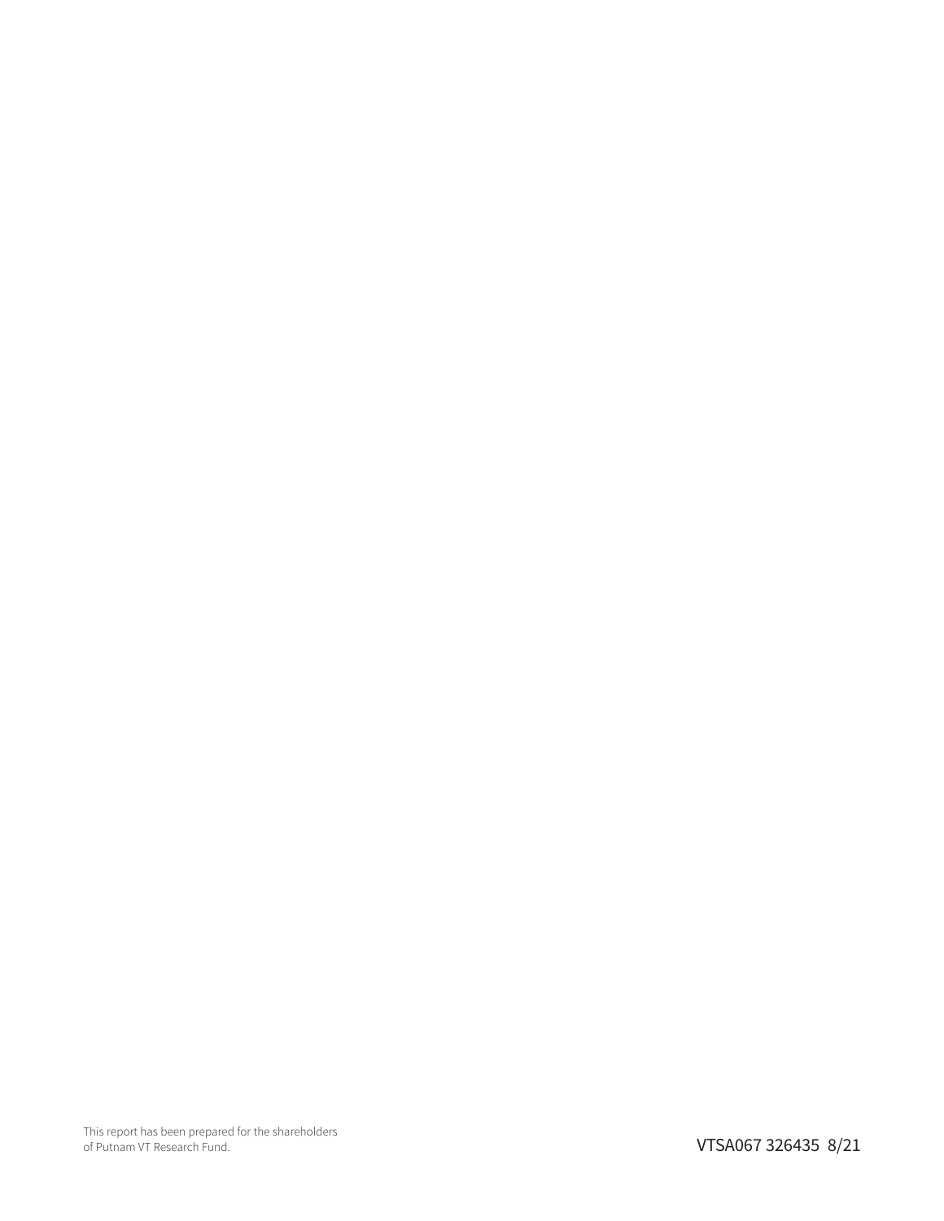This report has been prepared for the shareholders of Putnam VT Research Fund.

VTSA067 326435 8/21